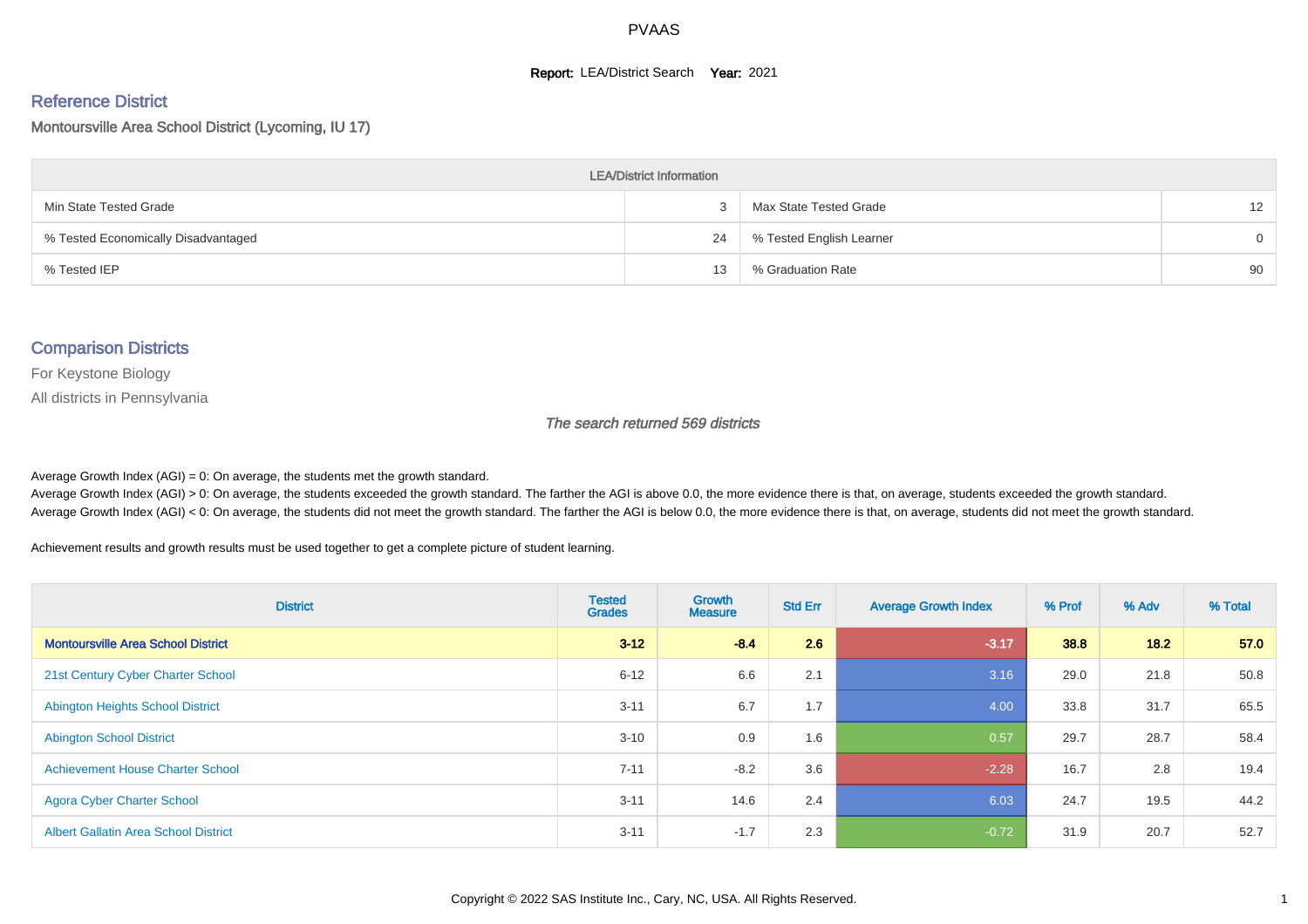PVAAS

**Report:** LEA/District Search **Year:** 2021

## Reference District

Montoursville Area School District (Lycoming, IU 17)

| LEA/District Information | | | |
|---|---|---|---|
| Min State Tested Grade | 3 | Max State Tested Grade | 12 |
| % Tested Economically Disadvantaged | 24 | % Tested English Learner | 0 |
| % Tested IEP | 13 | % Graduation Rate | 90 |

## Comparison Districts

For Keystone Biology

All districts in Pennsylvania

*The search returned 569 districts*

Average Growth Index (AGI) = 0: On average, the students met the growth standard.

Average Growth Index (AGI) > 0: On average, the students exceeded the growth standard. The farther the AGI is above 0.0, the more evidence there is that, on average, students exceeded the growth standard.

Average Growth Index (AGI) < 0: On average, the students did not meet the growth standard. The farther the AGI is below 0.0, the more evidence there is that, on average, students did not meet the growth standard.

Achievement results and growth results must be used together to get a complete picture of student learning.

| District | Tested Grades | Growth Measure | Std Err | Average Growth Index | % Prof | % Adv | % Total |
|---|---|---|---|---|---|---|---|
| **Montoursville Area School District** | **3-12** | **-8.4** | **2.6** | **-3.17** | **38.8** | **18.2** | **57.0** |
| 21st Century Cyber Charter School | 6-12 | 6.6 | 2.1 | 3.16 | 29.0 | 21.8 | 50.8 |
| Abington Heights School District | 3-11 | 6.7 | 1.7 | 4.00 | 33.8 | 31.7 | 65.5 |
| Abington School District | 3-10 | 0.9 | 1.6 | 0.57 | 29.7 | 28.7 | 58.4 |
| Achievement House Charter School | 7-11 | -8.2 | 3.6 | -2.28 | 16.7 | 2.8 | 19.4 |
| Agora Cyber Charter School | 3-11 | 14.6 | 2.4 | 6.03 | 24.7 | 19.5 | 44.2 |
| Albert Gallatin Area School District | 3-11 | -1.7 | 2.3 | -0.72 | 31.9 | 20.7 | 52.7 |

Copyright © 2022 SAS Institute Inc., Cary, NC, USA. All Rights Reserved.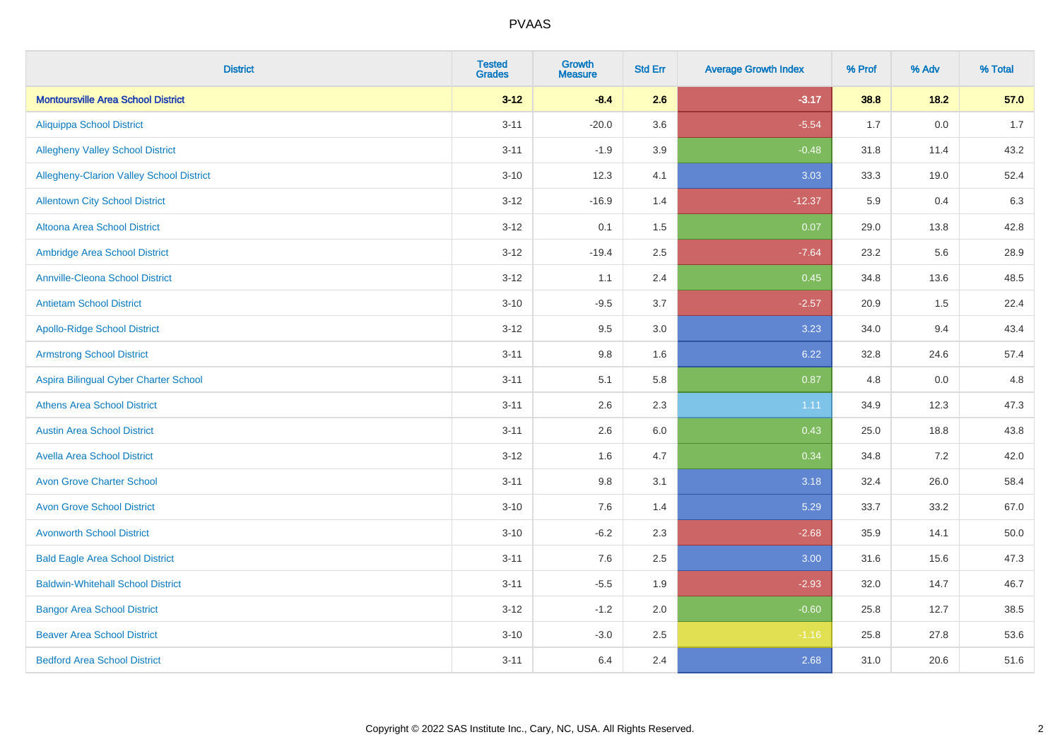# PVAAS

| District | Tested Grades | Growth Measure | Std Err | Average Growth Index | % Prof | % Adv | % Total |
|---|---|---|---|---|---|---|---|
| **Montoursville Area School District** | **3-12** | **-8.4** | **2.6** | **-3.17** | **38.8** | **18.2** | **57.0** |
| Aliquippa School District | 3-11 | -20.0 | 3.6 | -5.54 | 1.7 | 0.0 | 1.7 |
| Allegheny Valley School District | 3-11 | -1.9 | 3.9 | -0.48 | 31.8 | 11.4 | 43.2 |
| Allegheny-Clarion Valley School District | 3-10 | 12.3 | 4.1 | 3.03 | 33.3 | 19.0 | 52.4 |
| Allentown City School District | 3-12 | -16.9 | 1.4 | -12.37 | 5.9 | 0.4 | 6.3 |
| Altoona Area School District | 3-12 | 0.1 | 1.5 | 0.07 | 29.0 | 13.8 | 42.8 |
| Ambridge Area School District | 3-12 | -19.4 | 2.5 | -7.64 | 23.2 | 5.6 | 28.9 |
| Annville-Cleona School District | 3-12 | 1.1 | 2.4 | 0.45 | 34.8 | 13.6 | 48.5 |
| Antietam School District | 3-10 | -9.5 | 3.7 | -2.57 | 20.9 | 1.5 | 22.4 |
| Apollo-Ridge School District | 3-12 | 9.5 | 3.0 | 3.23 | 34.0 | 9.4 | 43.4 |
| Armstrong School District | 3-11 | 9.8 | 1.6 | 6.22 | 32.8 | 24.6 | 57.4 |
| Aspira Bilingual Cyber Charter School | 3-11 | 5.1 | 5.8 | 0.87 | 4.8 | 0.0 | 4.8 |
| Athens Area School District | 3-11 | 2.6 | 2.3 | 1.11 | 34.9 | 12.3 | 47.3 |
| Austin Area School District | 3-11 | 2.6 | 6.0 | 0.43 | 25.0 | 18.8 | 43.8 |
| Avella Area School District | 3-12 | 1.6 | 4.7 | 0.34 | 34.8 | 7.2 | 42.0 |
| Avon Grove Charter School | 3-11 | 9.8 | 3.1 | 3.18 | 32.4 | 26.0 | 58.4 |
| Avon Grove School District | 3-10 | 7.6 | 1.4 | 5.29 | 33.7 | 33.2 | 67.0 |
| Avonworth School District | 3-10 | -6.2 | 2.3 | -2.68 | 35.9 | 14.1 | 50.0 |
| Bald Eagle Area School District | 3-11 | 7.6 | 2.5 | 3.00 | 31.6 | 15.6 | 47.3 |
| Baldwin-Whitehall School District | 3-11 | -5.5 | 1.9 | -2.93 | 32.0 | 14.7 | 46.7 |
| Bangor Area School District | 3-12 | -1.2 | 2.0 | -0.60 | 25.8 | 12.7 | 38.5 |
| Beaver Area School District | 3-10 | -3.0 | 2.5 | -1.16 | 25.8 | 27.8 | 53.6 |
| Bedford Area School District | 3-11 | 6.4 | 2.4 | 2.68 | 31.0 | 20.6 | 51.6 |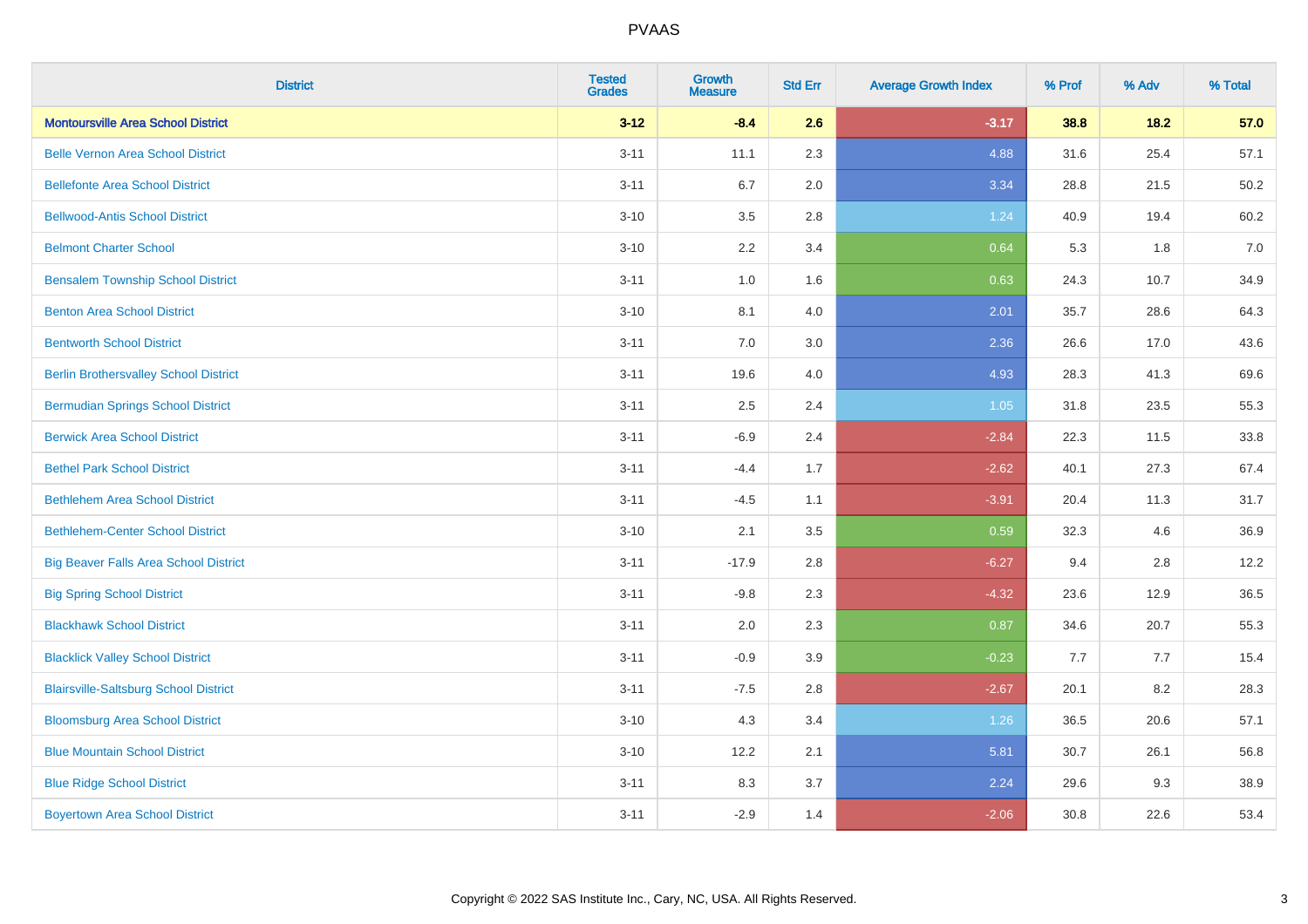# PVAAS

| District | Tested Grades | Growth Measure | Std Err | Average Growth Index | % Prof | % Adv | % Total |
|---|---|---|---|---|---|---|---|
| **Montoursville Area School District** | **3-12** | **-8.4** | **2.6** | **-3.17** | **38.8** | **18.2** | **57.0** |
| Belle Vernon Area School District | 3-11 | 11.1 | 2.3 | 4.88 | 31.6 | 25.4 | 57.1 |
| Bellefonte Area School District | 3-11 | 6.7 | 2.0 | 3.34 | 28.8 | 21.5 | 50.2 |
| Bellwood-Antis School District | 3-10 | 3.5 | 2.8 | 1.24 | 40.9 | 19.4 | 60.2 |
| Belmont Charter School | 3-10 | 2.2 | 3.4 | 0.64 | 5.3 | 1.8 | 7.0 |
| Bensalem Township School District | 3-11 | 1.0 | 1.6 | 0.63 | 24.3 | 10.7 | 34.9 |
| Benton Area School District | 3-10 | 8.1 | 4.0 | 2.01 | 35.7 | 28.6 | 64.3 |
| Bentworth School District | 3-11 | 7.0 | 3.0 | 2.36 | 26.6 | 17.0 | 43.6 |
| Berlin Brothersvalley School District | 3-11 | 19.6 | 4.0 | 4.93 | 28.3 | 41.3 | 69.6 |
| Bermudian Springs School District | 3-11 | 2.5 | 2.4 | 1.05 | 31.8 | 23.5 | 55.3 |
| Berwick Area School District | 3-11 | -6.9 | 2.4 | -2.84 | 22.3 | 11.5 | 33.8 |
| Bethel Park School District | 3-11 | -4.4 | 1.7 | -2.62 | 40.1 | 27.3 | 67.4 |
| Bethlehem Area School District | 3-11 | -4.5 | 1.1 | -3.91 | 20.4 | 11.3 | 31.7 |
| Bethlehem-Center School District | 3-10 | 2.1 | 3.5 | 0.59 | 32.3 | 4.6 | 36.9 |
| Big Beaver Falls Area School District | 3-11 | -17.9 | 2.8 | -6.27 | 9.4 | 2.8 | 12.2 |
| Big Spring School District | 3-11 | -9.8 | 2.3 | -4.32 | 23.6 | 12.9 | 36.5 |
| Blackhawk School District | 3-11 | 2.0 | 2.3 | 0.87 | 34.6 | 20.7 | 55.3 |
| Blacklick Valley School District | 3-11 | -0.9 | 3.9 | -0.23 | 7.7 | 7.7 | 15.4 |
| Blairsville-Saltsburg School District | 3-11 | -7.5 | 2.8 | -2.67 | 20.1 | 8.2 | 28.3 |
| Bloomsburg Area School District | 3-10 | 4.3 | 3.4 | 1.26 | 36.5 | 20.6 | 57.1 |
| Blue Mountain School District | 3-10 | 12.2 | 2.1 | 5.81 | 30.7 | 26.1 | 56.8 |
| Blue Ridge School District | 3-11 | 8.3 | 3.7 | 2.24 | 29.6 | 9.3 | 38.9 |
| Boyertown Area School District | 3-11 | -2.9 | 1.4 | -2.06 | 30.8 | 22.6 | 53.4 |

Copyright © 2022 SAS Institute Inc., Cary, NC, USA. All Rights Reserved.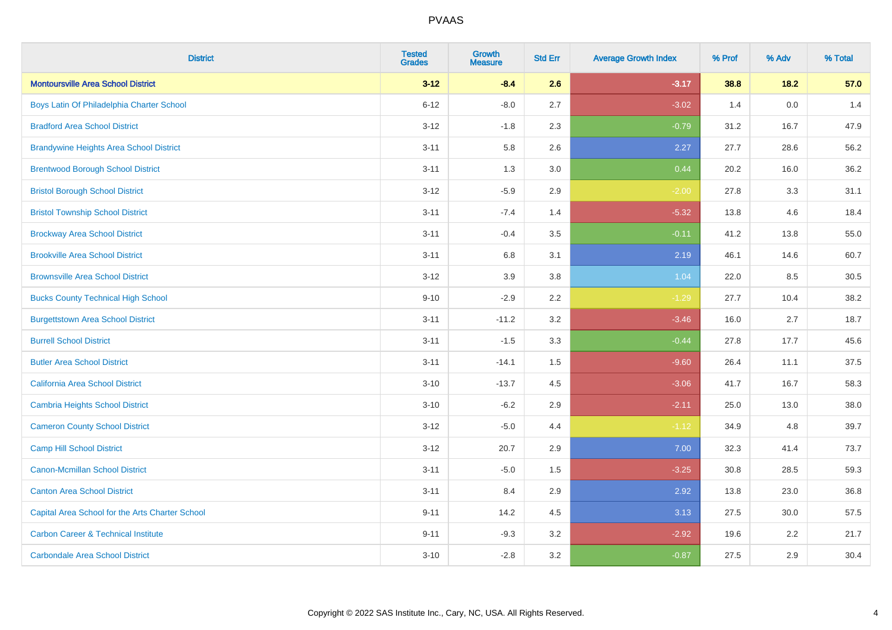# PVAAS

| District | Tested Grades | Growth Measure | Std Err | Average Growth Index | % Prof | % Adv | % Total |
|---|---|---|---|---|---|---|---|
| **Montoursville Area School District** | **3-12** | **-8.4** | **2.6** | **-3.17** | **38.8** | **18.2** | **57.0** |
| Boys Latin Of Philadelphia Charter School | 6-12 | -8.0 | 2.7 | -3.02 | 1.4 | 0.0 | 1.4 |
| Bradford Area School District | 3-12 | -1.8 | 2.3 | -0.79 | 31.2 | 16.7 | 47.9 |
| Brandywine Heights Area School District | 3-11 | 5.8 | 2.6 | 2.27 | 27.7 | 28.6 | 56.2 |
| Brentwood Borough School District | 3-11 | 1.3 | 3.0 | 0.44 | 20.2 | 16.0 | 36.2 |
| Bristol Borough School District | 3-12 | -5.9 | 2.9 | -2.00 | 27.8 | 3.3 | 31.1 |
| Bristol Township School District | 3-11 | -7.4 | 1.4 | -5.32 | 13.8 | 4.6 | 18.4 |
| Brockway Area School District | 3-11 | -0.4 | 3.5 | -0.11 | 41.2 | 13.8 | 55.0 |
| Brookville Area School District | 3-11 | 6.8 | 3.1 | 2.19 | 46.1 | 14.6 | 60.7 |
| Brownsville Area School District | 3-12 | 3.9 | 3.8 | 1.04 | 22.0 | 8.5 | 30.5 |
| Bucks County Technical High School | 9-10 | -2.9 | 2.2 | -1.29 | 27.7 | 10.4 | 38.2 |
| Burgettstown Area School District | 3-11 | -11.2 | 3.2 | -3.46 | 16.0 | 2.7 | 18.7 |
| Burrell School District | 3-11 | -1.5 | 3.3 | -0.44 | 27.8 | 17.7 | 45.6 |
| Butler Area School District | 3-11 | -14.1 | 1.5 | -9.60 | 26.4 | 11.1 | 37.5 |
| California Area School District | 3-10 | -13.7 | 4.5 | -3.06 | 41.7 | 16.7 | 58.3 |
| Cambria Heights School District | 3-10 | -6.2 | 2.9 | -2.11 | 25.0 | 13.0 | 38.0 |
| Cameron County School District | 3-12 | -5.0 | 4.4 | -1.12 | 34.9 | 4.8 | 39.7 |
| Camp Hill School District | 3-12 | 20.7 | 2.9 | 7.00 | 32.3 | 41.4 | 73.7 |
| Canon-Mcmillan School District | 3-11 | -5.0 | 1.5 | -3.25 | 30.8 | 28.5 | 59.3 |
| Canton Area School District | 3-11 | 8.4 | 2.9 | 2.92 | 13.8 | 23.0 | 36.8 |
| Capital Area School for the Arts Charter School | 9-11 | 14.2 | 4.5 | 3.13 | 27.5 | 30.0 | 57.5 |
| Carbon Career & Technical Institute | 9-11 | -9.3 | 3.2 | -2.92 | 19.6 | 2.2 | 21.7 |
| Carbondale Area School District | 3-10 | -2.8 | 3.2 | -0.87 | 27.5 | 2.9 | 30.4 |

Copyright © 2022 SAS Institute Inc., Cary, NC, USA. All Rights Reserved.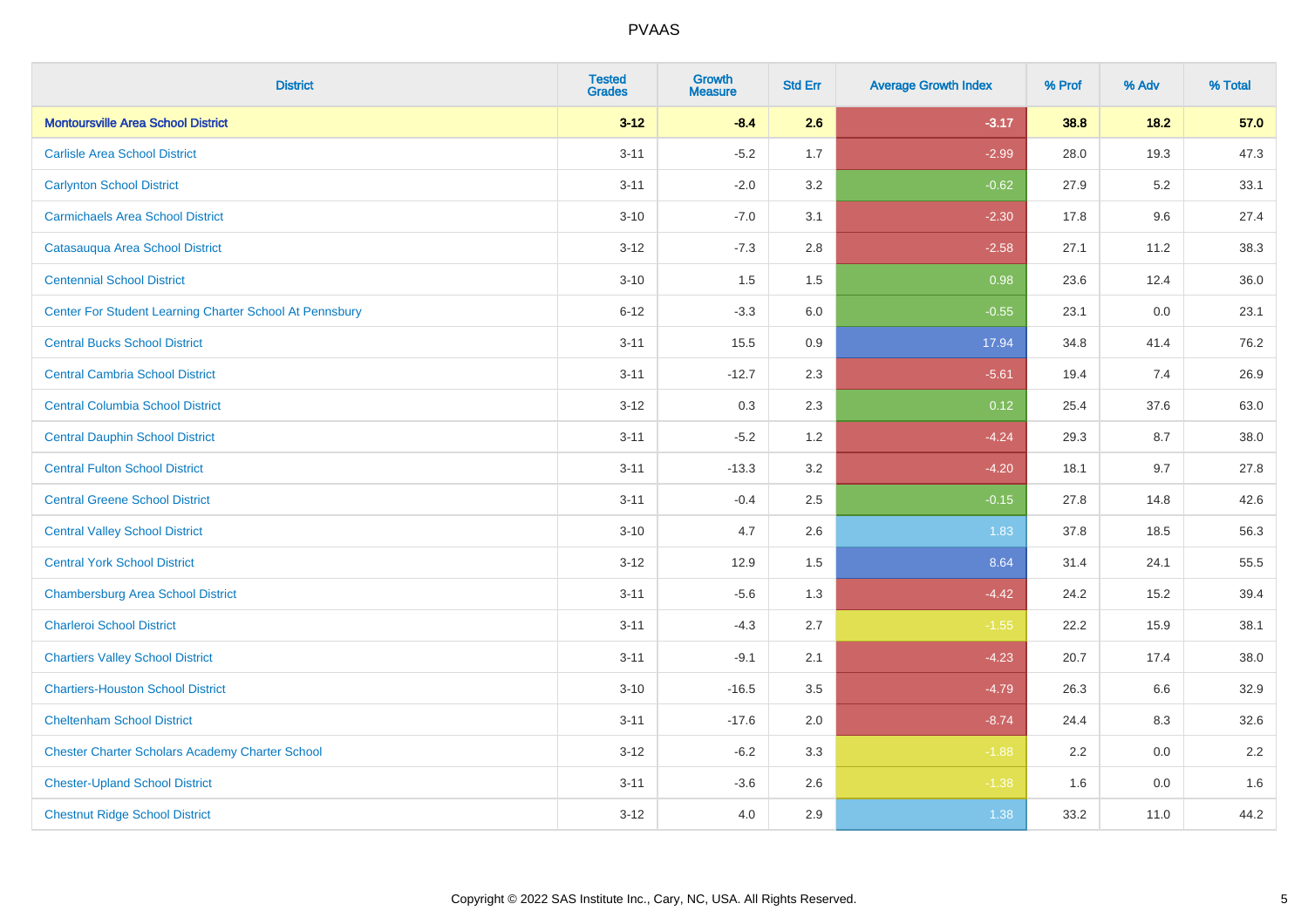# PVAAS

| District | Tested Grades | Growth Measure | Std Err | Average Growth Index | % Prof | % Adv | % Total |
|---|---|---|---|---|---|---|---|
| **Montoursville Area School District** | **3-12** | **-8.4** | **2.6** | **-3.17** | **38.8** | **18.2** | **57.0** |
| Carlisle Area School District | 3-11 | -5.2 | 1.7 | -2.99 | 28.0 | 19.3 | 47.3 |
| Carlynton School District | 3-11 | -2.0 | 3.2 | -0.62 | 27.9 | 5.2 | 33.1 |
| Carmichaels Area School District | 3-10 | -7.0 | 3.1 | -2.30 | 17.8 | 9.6 | 27.4 |
| Catasauqua Area School District | 3-12 | -7.3 | 2.8 | -2.58 | 27.1 | 11.2 | 38.3 |
| Centennial School District | 3-10 | 1.5 | 1.5 | 0.98 | 23.6 | 12.4 | 36.0 |
| Center For Student Learning Charter School At Pennsbury | 6-12 | -3.3 | 6.0 | -0.55 | 23.1 | 0.0 | 23.1 |
| Central Bucks School District | 3-11 | 15.5 | 0.9 | 17.94 | 34.8 | 41.4 | 76.2 |
| Central Cambria School District | 3-11 | -12.7 | 2.3 | -5.61 | 19.4 | 7.4 | 26.9 |
| Central Columbia School District | 3-12 | 0.3 | 2.3 | 0.12 | 25.4 | 37.6 | 63.0 |
| Central Dauphin School District | 3-11 | -5.2 | 1.2 | -4.24 | 29.3 | 8.7 | 38.0 |
| Central Fulton School District | 3-11 | -13.3 | 3.2 | -4.20 | 18.1 | 9.7 | 27.8 |
| Central Greene School District | 3-11 | -0.4 | 2.5 | -0.15 | 27.8 | 14.8 | 42.6 |
| Central Valley School District | 3-10 | 4.7 | 2.6 | 1.83 | 37.8 | 18.5 | 56.3 |
| Central York School District | 3-12 | 12.9 | 1.5 | 8.64 | 31.4 | 24.1 | 55.5 |
| Chambersburg Area School District | 3-11 | -5.6 | 1.3 | -4.42 | 24.2 | 15.2 | 39.4 |
| Charleroi School District | 3-11 | -4.3 | 2.7 | -1.55 | 22.2 | 15.9 | 38.1 |
| Chartiers Valley School District | 3-11 | -9.1 | 2.1 | -4.23 | 20.7 | 17.4 | 38.0 |
| Chartiers-Houston School District | 3-10 | -16.5 | 3.5 | -4.79 | 26.3 | 6.6 | 32.9 |
| Cheltenham School District | 3-11 | -17.6 | 2.0 | -8.74 | 24.4 | 8.3 | 32.6 |
| Chester Charter Scholars Academy Charter School | 3-12 | -6.2 | 3.3 | -1.88 | 2.2 | 0.0 | 2.2 |
| Chester-Upland School District | 3-11 | -3.6 | 2.6 | -1.38 | 1.6 | 0.0 | 1.6 |
| Chestnut Ridge School District | 3-12 | 4.0 | 2.9 | 1.38 | 33.2 | 11.0 | 44.2 |

Copyright © 2022 SAS Institute Inc., Cary, NC, USA. All Rights Reserved.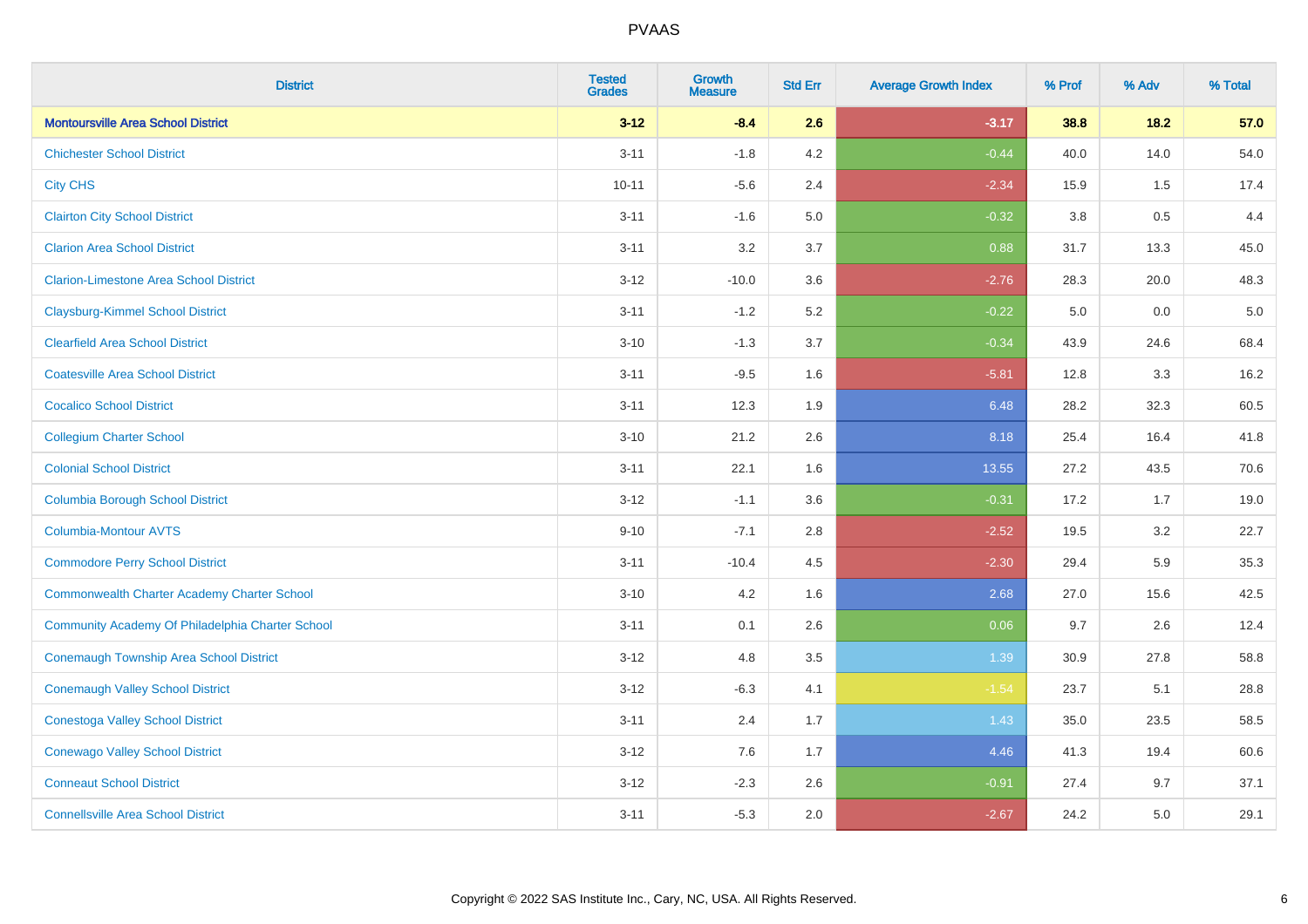| District | Tested Grades | Growth Measure | Std Err | Average Growth Index | % Prof | % Adv | % Total |
|---|---|---|---|---|---|---|---|
| **Montoursville Area School District** | **3-12** | **-8.4** | **2.6** | **-3.17** | **38.8** | **18.2** | **57.0** |
| Chichester School District | 3-11 | -1.8 | 4.2 | -0.44 | 40.0 | 14.0 | 54.0 |
| City CHS | 10-11 | -5.6 | 2.4 | -2.34 | 15.9 | 1.5 | 17.4 |
| Clairton City School District | 3-11 | -1.6 | 5.0 | -0.32 | 3.8 | 0.5 | 4.4 |
| Clarion Area School District | 3-11 | 3.2 | 3.7 | 0.88 | 31.7 | 13.3 | 45.0 |
| Clarion-Limestone Area School District | 3-12 | -10.0 | 3.6 | -2.76 | 28.3 | 20.0 | 48.3 |
| Claysburg-Kimmel School District | 3-11 | -1.2 | 5.2 | -0.22 | 5.0 | 0.0 | 5.0 |
| Clearfield Area School District | 3-10 | -1.3 | 3.7 | -0.34 | 43.9 | 24.6 | 68.4 |
| Coatesville Area School District | 3-11 | -9.5 | 1.6 | -5.81 | 12.8 | 3.3 | 16.2 |
| Cocalico School District | 3-11 | 12.3 | 1.9 | 6.48 | 28.2 | 32.3 | 60.5 |
| Collegium Charter School | 3-10 | 21.2 | 2.6 | 8.18 | 25.4 | 16.4 | 41.8 |
| Colonial School District | 3-11 | 22.1 | 1.6 | 13.55 | 27.2 | 43.5 | 70.6 |
| Columbia Borough School District | 3-12 | -1.1 | 3.6 | -0.31 | 17.2 | 1.7 | 19.0 |
| Columbia-Montour AVTS | 9-10 | -7.1 | 2.8 | -2.52 | 19.5 | 3.2 | 22.7 |
| Commodore Perry School District | 3-11 | -10.4 | 4.5 | -2.30 | 29.4 | 5.9 | 35.3 |
| Commonwealth Charter Academy Charter School | 3-10 | 4.2 | 1.6 | 2.68 | 27.0 | 15.6 | 42.5 |
| Community Academy Of Philadelphia Charter School | 3-11 | 0.1 | 2.6 | 0.06 | 9.7 | 2.6 | 12.4 |
| Conemaugh Township Area School District | 3-12 | 4.8 | 3.5 | 1.39 | 30.9 | 27.8 | 58.8 |
| Conemaugh Valley School District | 3-12 | -6.3 | 4.1 | -1.54 | 23.7 | 5.1 | 28.8 |
| Conestoga Valley School District | 3-11 | 2.4 | 1.7 | 1.43 | 35.0 | 23.5 | 58.5 |
| Conewago Valley School District | 3-12 | 7.6 | 1.7 | 4.46 | 41.3 | 19.4 | 60.6 |
| Conneaut School District | 3-12 | -2.3 | 2.6 | -0.91 | 27.4 | 9.7 | 37.1 |
| Connellsville Area School District | 3-11 | -5.3 | 2.0 | -2.67 | 24.2 | 5.0 | 29.1 |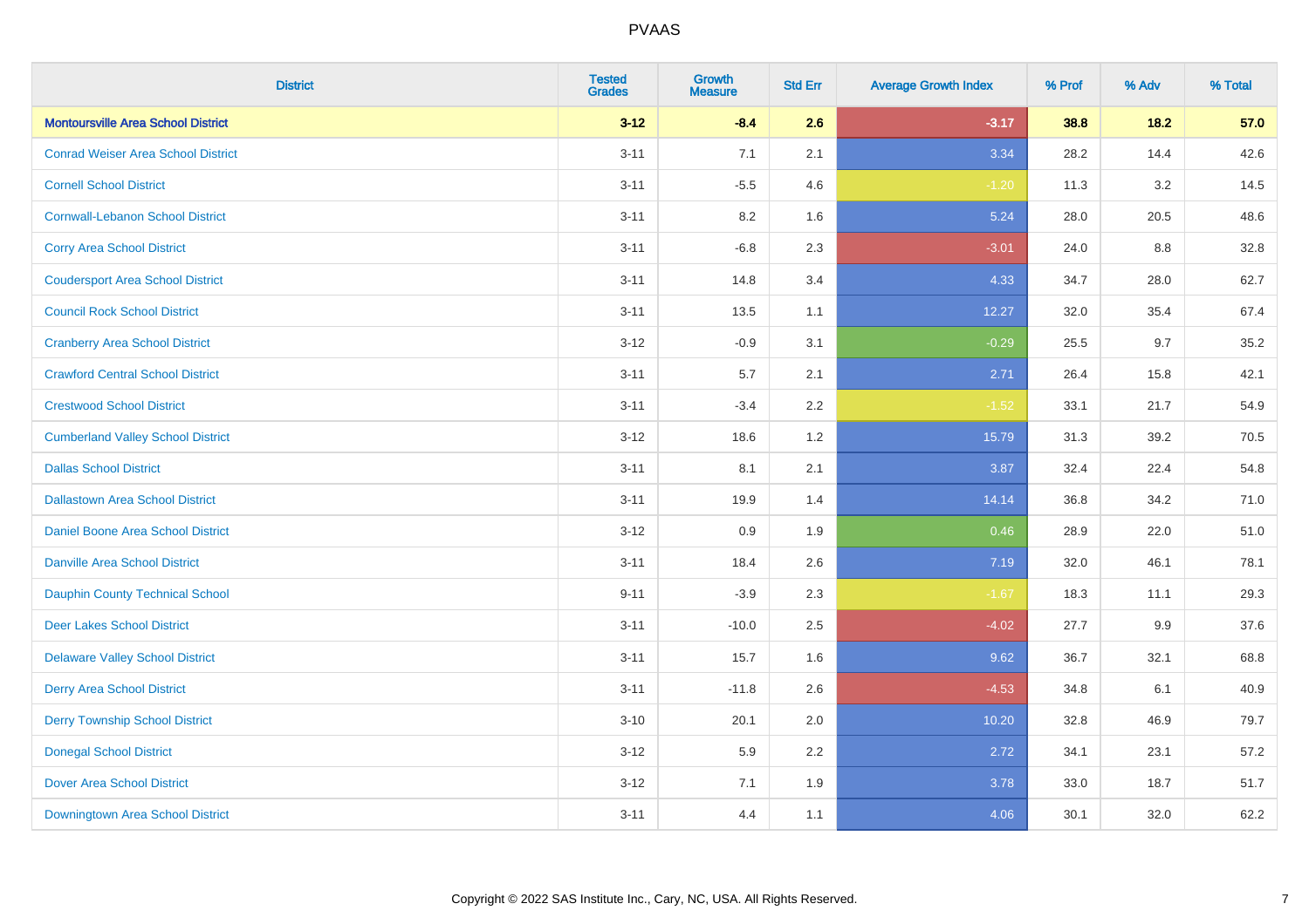# PVAAS

| District | Tested Grades | Growth Measure | Std Err | Average Growth Index | % Prof | % Adv | % Total |
|---|---|---|---|---|---|---|---|
| **Montoursville Area School District** | **3-12** | **-8.4** | **2.6** | **-3.17** | **38.8** | **18.2** | **57.0** |
| Conrad Weiser Area School District | 3-11 | 7.1 | 2.1 | 3.34 | 28.2 | 14.4 | 42.6 |
| Cornell School District | 3-11 | -5.5 | 4.6 | -1.20 | 11.3 | 3.2 | 14.5 |
| Cornwall-Lebanon School District | 3-11 | 8.2 | 1.6 | 5.24 | 28.0 | 20.5 | 48.6 |
| Corry Area School District | 3-11 | -6.8 | 2.3 | -3.01 | 24.0 | 8.8 | 32.8 |
| Coudersport Area School District | 3-11 | 14.8 | 3.4 | 4.33 | 34.7 | 28.0 | 62.7 |
| Council Rock School District | 3-11 | 13.5 | 1.1 | 12.27 | 32.0 | 35.4 | 67.4 |
| Cranberry Area School District | 3-12 | -0.9 | 3.1 | -0.29 | 25.5 | 9.7 | 35.2 |
| Crawford Central School District | 3-11 | 5.7 | 2.1 | 2.71 | 26.4 | 15.8 | 42.1 |
| Crestwood School District | 3-11 | -3.4 | 2.2 | -1.52 | 33.1 | 21.7 | 54.9 |
| Cumberland Valley School District | 3-12 | 18.6 | 1.2 | 15.79 | 31.3 | 39.2 | 70.5 |
| Dallas School District | 3-11 | 8.1 | 2.1 | 3.87 | 32.4 | 22.4 | 54.8 |
| Dallastown Area School District | 3-11 | 19.9 | 1.4 | 14.14 | 36.8 | 34.2 | 71.0 |
| Daniel Boone Area School District | 3-12 | 0.9 | 1.9 | 0.46 | 28.9 | 22.0 | 51.0 |
| Danville Area School District | 3-11 | 18.4 | 2.6 | 7.19 | 32.0 | 46.1 | 78.1 |
| Dauphin County Technical School | 9-11 | -3.9 | 2.3 | -1.67 | 18.3 | 11.1 | 29.3 |
| Deer Lakes School District | 3-11 | -10.0 | 2.5 | -4.02 | 27.7 | 9.9 | 37.6 |
| Delaware Valley School District | 3-11 | 15.7 | 1.6 | 9.62 | 36.7 | 32.1 | 68.8 |
| Derry Area School District | 3-11 | -11.8 | 2.6 | -4.53 | 34.8 | 6.1 | 40.9 |
| Derry Township School District | 3-10 | 20.1 | 2.0 | 10.20 | 32.8 | 46.9 | 79.7 |
| Donegal School District | 3-12 | 5.9 | 2.2 | 2.72 | 34.1 | 23.1 | 57.2 |
| Dover Area School District | 3-12 | 7.1 | 1.9 | 3.78 | 33.0 | 18.7 | 51.7 |
| Downingtown Area School District | 3-11 | 4.4 | 1.1 | 4.06 | 30.1 | 32.0 | 62.2 |

Copyright © 2022 SAS Institute Inc., Cary, NC, USA. All Rights Reserved.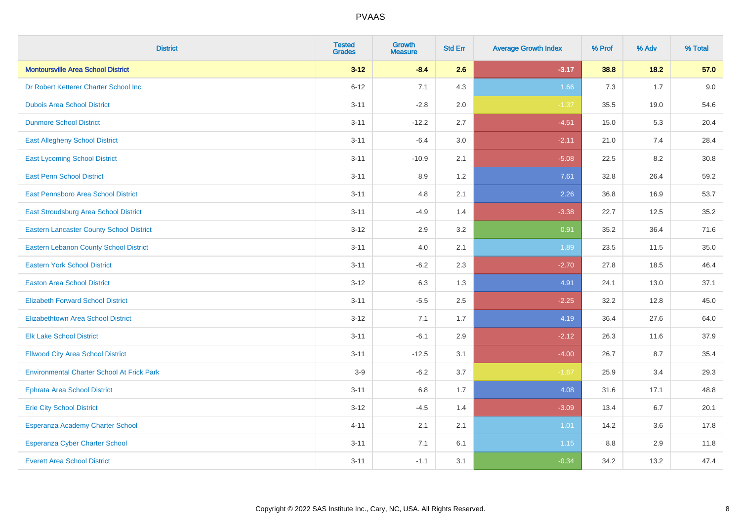| District | Tested Grades | Growth Measure | Std Err | Average Growth Index | % Prof | % Adv | % Total |
|---|---|---|---|---|---|---|---|
| **Montoursville Area School District** | **3-12** | **-8.4** | **2.6** | **-3.17** | **38.8** | **18.2** | **57.0** |
| Dr Robert Ketterer Charter School Inc | 6-12 | 7.1 | 4.3 | 1.66 | 7.3 | 1.7 | 9.0 |
| Dubois Area School District | 3-11 | -2.8 | 2.0 | -1.37 | 35.5 | 19.0 | 54.6 |
| Dunmore School District | 3-11 | -12.2 | 2.7 | -4.51 | 15.0 | 5.3 | 20.4 |
| East Allegheny School District | 3-11 | -6.4 | 3.0 | -2.11 | 21.0 | 7.4 | 28.4 |
| East Lycoming School District | 3-11 | -10.9 | 2.1 | -5.08 | 22.5 | 8.2 | 30.8 |
| East Penn School District | 3-11 | 8.9 | 1.2 | 7.61 | 32.8 | 26.4 | 59.2 |
| East Pennsboro Area School District | 3-11 | 4.8 | 2.1 | 2.26 | 36.8 | 16.9 | 53.7 |
| East Stroudsburg Area School District | 3-11 | -4.9 | 1.4 | -3.38 | 22.7 | 12.5 | 35.2 |
| Eastern Lancaster County School District | 3-12 | 2.9 | 3.2 | 0.91 | 35.2 | 36.4 | 71.6 |
| Eastern Lebanon County School District | 3-11 | 4.0 | 2.1 | 1.89 | 23.5 | 11.5 | 35.0 |
| Eastern York School District | 3-11 | -6.2 | 2.3 | -2.70 | 27.8 | 18.5 | 46.4 |
| Easton Area School District | 3-12 | 6.3 | 1.3 | 4.91 | 24.1 | 13.0 | 37.1 |
| Elizabeth Forward School District | 3-11 | -5.5 | 2.5 | -2.25 | 32.2 | 12.8 | 45.0 |
| Elizabethtown Area School District | 3-12 | 7.1 | 1.7 | 4.19 | 36.4 | 27.6 | 64.0 |
| Elk Lake School District | 3-11 | -6.1 | 2.9 | -2.12 | 26.3 | 11.6 | 37.9 |
| Ellwood City Area School District | 3-11 | -12.5 | 3.1 | -4.00 | 26.7 | 8.7 | 35.4 |
| Environmental Charter School At Frick Park | 3-9 | -6.2 | 3.7 | -1.67 | 25.9 | 3.4 | 29.3 |
| Ephrata Area School District | 3-11 | 6.8 | 1.7 | 4.08 | 31.6 | 17.1 | 48.8 |
| Erie City School District | 3-12 | -4.5 | 1.4 | -3.09 | 13.4 | 6.7 | 20.1 |
| Esperanza Academy Charter School | 4-11 | 2.1 | 2.1 | 1.01 | 14.2 | 3.6 | 17.8 |
| Esperanza Cyber Charter School | 3-11 | 7.1 | 6.1 | 1.15 | 8.8 | 2.9 | 11.8 |
| Everett Area School District | 3-11 | -1.1 | 3.1 | -0.34 | 34.2 | 13.2 | 47.4 |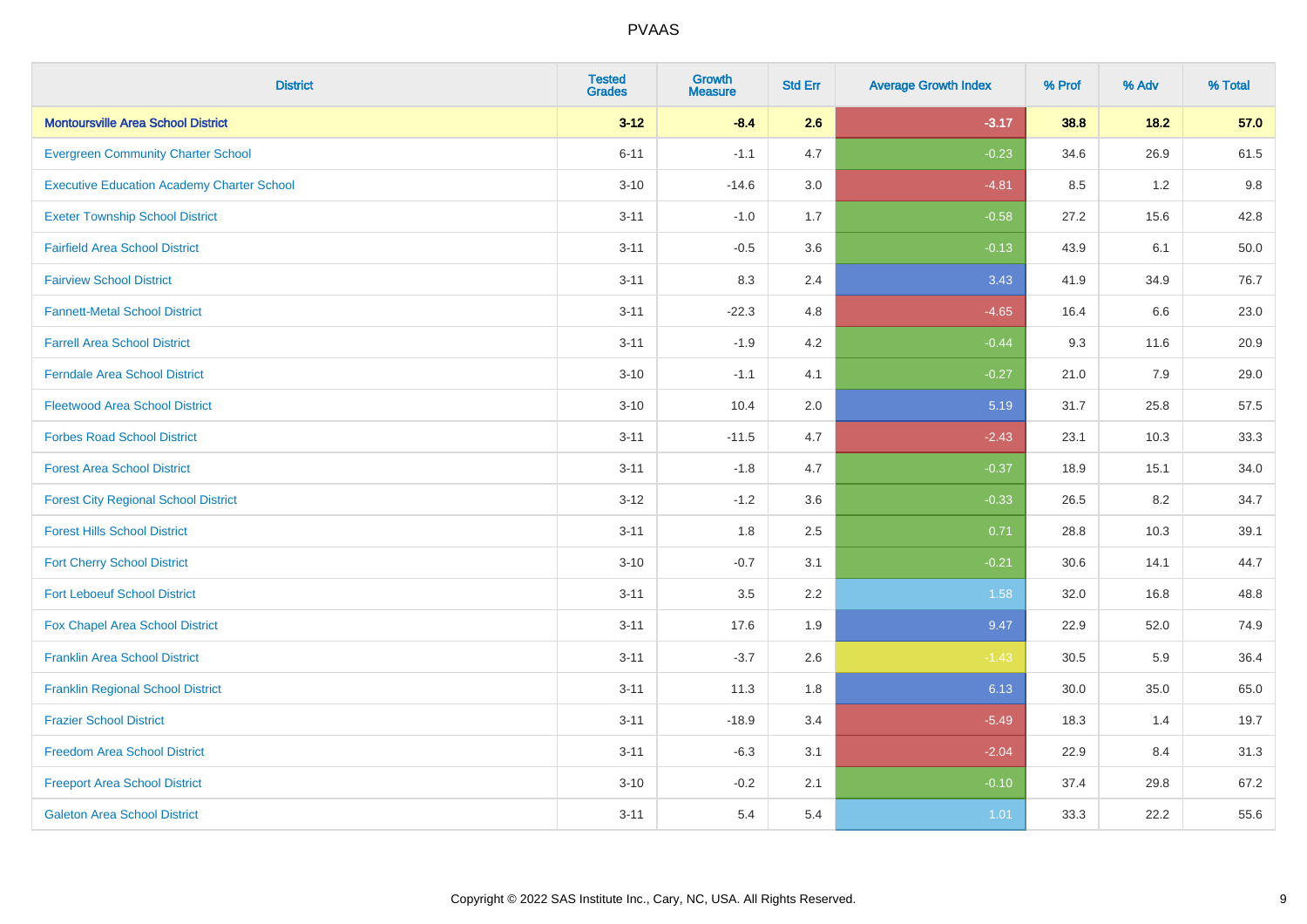| District | Tested Grades | Growth Measure | Std Err | Average Growth Index | % Prof | % Adv | % Total |
|---|---|---|---|---|---|---|---|
| **Montoursville Area School District** | **3-12** | **-8.4** | **2.6** | **-3.17** | **38.8** | **18.2** | **57.0** |
| Evergreen Community Charter School | 6-11 | -1.1 | 4.7 | -0.23 | 34.6 | 26.9 | 61.5 |
| Executive Education Academy Charter School | 3-10 | -14.6 | 3.0 | -4.81 | 8.5 | 1.2 | 9.8 |
| Exeter Township School District | 3-11 | -1.0 | 1.7 | -0.58 | 27.2 | 15.6 | 42.8 |
| Fairfield Area School District | 3-11 | -0.5 | 3.6 | -0.13 | 43.9 | 6.1 | 50.0 |
| Fairview School District | 3-11 | 8.3 | 2.4 | 3.43 | 41.9 | 34.9 | 76.7 |
| Fannett-Metal School District | 3-11 | -22.3 | 4.8 | -4.65 | 16.4 | 6.6 | 23.0 |
| Farrell Area School District | 3-11 | -1.9 | 4.2 | -0.44 | 9.3 | 11.6 | 20.9 |
| Ferndale Area School District | 3-10 | -1.1 | 4.1 | -0.27 | 21.0 | 7.9 | 29.0 |
| Fleetwood Area School District | 3-10 | 10.4 | 2.0 | 5.19 | 31.7 | 25.8 | 57.5 |
| Forbes Road School District | 3-11 | -11.5 | 4.7 | -2.43 | 23.1 | 10.3 | 33.3 |
| Forest Area School District | 3-11 | -1.8 | 4.7 | -0.37 | 18.9 | 15.1 | 34.0 |
| Forest City Regional School District | 3-12 | -1.2 | 3.6 | -0.33 | 26.5 | 8.2 | 34.7 |
| Forest Hills School District | 3-11 | 1.8 | 2.5 | 0.71 | 28.8 | 10.3 | 39.1 |
| Fort Cherry School District | 3-10 | -0.7 | 3.1 | -0.21 | 30.6 | 14.1 | 44.7 |
| Fort Leboeuf School District | 3-11 | 3.5 | 2.2 | 1.58 | 32.0 | 16.8 | 48.8 |
| Fox Chapel Area School District | 3-11 | 17.6 | 1.9 | 9.47 | 22.9 | 52.0 | 74.9 |
| Franklin Area School District | 3-11 | -3.7 | 2.6 | -1.43 | 30.5 | 5.9 | 36.4 |
| Franklin Regional School District | 3-11 | 11.3 | 1.8 | 6.13 | 30.0 | 35.0 | 65.0 |
| Frazier School District | 3-11 | -18.9 | 3.4 | -5.49 | 18.3 | 1.4 | 19.7 |
| Freedom Area School District | 3-11 | -6.3 | 3.1 | -2.04 | 22.9 | 8.4 | 31.3 |
| Freeport Area School District | 3-10 | -0.2 | 2.1 | -0.10 | 37.4 | 29.8 | 67.2 |
| Galeton Area School District | 3-11 | 5.4 | 5.4 | 1.01 | 33.3 | 22.2 | 55.6 |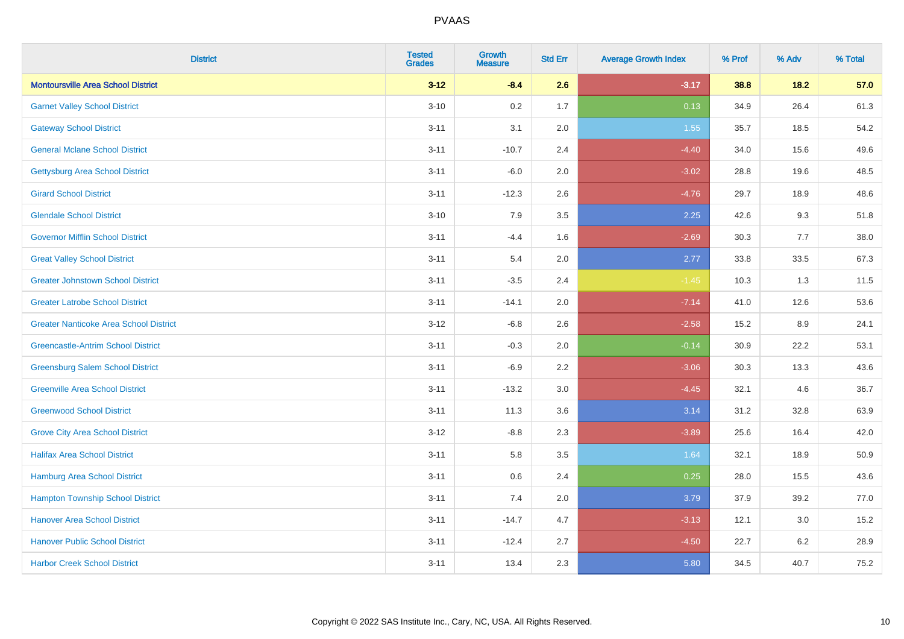| District | Tested Grades | Growth Measure | Std Err | Average Growth Index | % Prof | % Adv | % Total |
|---|---|---|---|---|---|---|---|
| **Montoursville Area School District** | **3-12** | **-8.4** | **2.6** | **-3.17** | **38.8** | **18.2** | **57.0** |
| Garnet Valley School District | 3-10 | 0.2 | 1.7 | 0.13 | 34.9 | 26.4 | 61.3 |
| Gateway School District | 3-11 | 3.1 | 2.0 | 1.55 | 35.7 | 18.5 | 54.2 |
| General Mclane School District | 3-11 | -10.7 | 2.4 | -4.40 | 34.0 | 15.6 | 49.6 |
| Gettysburg Area School District | 3-11 | -6.0 | 2.0 | -3.02 | 28.8 | 19.6 | 48.5 |
| Girard School District | 3-11 | -12.3 | 2.6 | -4.76 | 29.7 | 18.9 | 48.6 |
| Glendale School District | 3-10 | 7.9 | 3.5 | 2.25 | 42.6 | 9.3 | 51.8 |
| Governor Mifflin School District | 3-11 | -4.4 | 1.6 | -2.69 | 30.3 | 7.7 | 38.0 |
| Great Valley School District | 3-11 | 5.4 | 2.0 | 2.77 | 33.8 | 33.5 | 67.3 |
| Greater Johnstown School District | 3-11 | -3.5 | 2.4 | -1.45 | 10.3 | 1.3 | 11.5 |
| Greater Latrobe School District | 3-11 | -14.1 | 2.0 | -7.14 | 41.0 | 12.6 | 53.6 |
| Greater Nanticoke Area School District | 3-12 | -6.8 | 2.6 | -2.58 | 15.2 | 8.9 | 24.1 |
| Greencastle-Antrim School District | 3-11 | -0.3 | 2.0 | -0.14 | 30.9 | 22.2 | 53.1 |
| Greensburg Salem School District | 3-11 | -6.9 | 2.2 | -3.06 | 30.3 | 13.3 | 43.6 |
| Greenville Area School District | 3-11 | -13.2 | 3.0 | -4.45 | 32.1 | 4.6 | 36.7 |
| Greenwood School District | 3-11 | 11.3 | 3.6 | 3.14 | 31.2 | 32.8 | 63.9 |
| Grove City Area School District | 3-12 | -8.8 | 2.3 | -3.89 | 25.6 | 16.4 | 42.0 |
| Halifax Area School District | 3-11 | 5.8 | 3.5 | 1.64 | 32.1 | 18.9 | 50.9 |
| Hamburg Area School District | 3-11 | 0.6 | 2.4 | 0.25 | 28.0 | 15.5 | 43.6 |
| Hampton Township School District | 3-11 | 7.4 | 2.0 | 3.79 | 37.9 | 39.2 | 77.0 |
| Hanover Area School District | 3-11 | -14.7 | 4.7 | -3.13 | 12.1 | 3.0 | 15.2 |
| Hanover Public School District | 3-11 | -12.4 | 2.7 | -4.50 | 22.7 | 6.2 | 28.9 |
| Harbor Creek School District | 3-11 | 13.4 | 2.3 | 5.80 | 34.5 | 40.7 | 75.2 |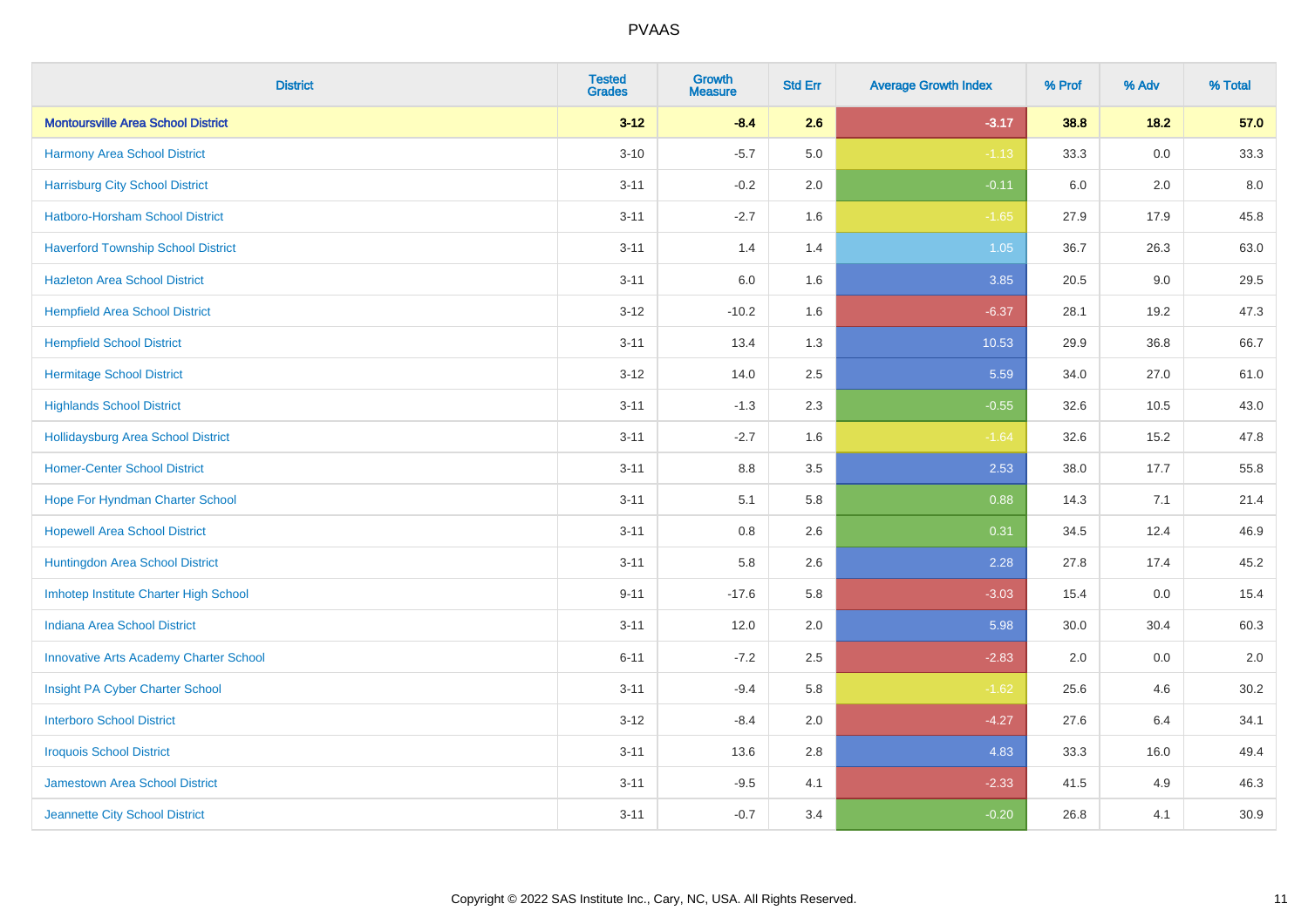| District | Tested Grades | Growth Measure | Std Err | Average Growth Index | % Prof | % Adv | % Total |
|---|---|---|---|---|---|---|---|
| **Montoursville Area School District** | **3-12** | **-8.4** | **2.6** | **-3.17** | **38.8** | **18.2** | **57.0** |
| Harmony Area School District | 3-10 | -5.7 | 5.0 | -1.13 | 33.3 | 0.0 | 33.3 |
| Harrisburg City School District | 3-11 | -0.2 | 2.0 | -0.11 | 6.0 | 2.0 | 8.0 |
| Hatboro-Horsham School District | 3-11 | -2.7 | 1.6 | -1.65 | 27.9 | 17.9 | 45.8 |
| Haverford Township School District | 3-11 | 1.4 | 1.4 | 1.05 | 36.7 | 26.3 | 63.0 |
| Hazleton Area School District | 3-11 | 6.0 | 1.6 | 3.85 | 20.5 | 9.0 | 29.5 |
| Hempfield Area School District | 3-12 | -10.2 | 1.6 | -6.37 | 28.1 | 19.2 | 47.3 |
| Hempfield School District | 3-11 | 13.4 | 1.3 | 10.53 | 29.9 | 36.8 | 66.7 |
| Hermitage School District | 3-12 | 14.0 | 2.5 | 5.59 | 34.0 | 27.0 | 61.0 |
| Highlands School District | 3-11 | -1.3 | 2.3 | -0.55 | 32.6 | 10.5 | 43.0 |
| Hollidaysburg Area School District | 3-11 | -2.7 | 1.6 | -1.64 | 32.6 | 15.2 | 47.8 |
| Homer-Center School District | 3-11 | 8.8 | 3.5 | 2.53 | 38.0 | 17.7 | 55.8 |
| Hope For Hyndman Charter School | 3-11 | 5.1 | 5.8 | 0.88 | 14.3 | 7.1 | 21.4 |
| Hopewell Area School District | 3-11 | 0.8 | 2.6 | 0.31 | 34.5 | 12.4 | 46.9 |
| Huntingdon Area School District | 3-11 | 5.8 | 2.6 | 2.28 | 27.8 | 17.4 | 45.2 |
| Imhotep Institute Charter High School | 9-11 | -17.6 | 5.8 | -3.03 | 15.4 | 0.0 | 15.4 |
| Indiana Area School District | 3-11 | 12.0 | 2.0 | 5.98 | 30.0 | 30.4 | 60.3 |
| Innovative Arts Academy Charter School | 6-11 | -7.2 | 2.5 | -2.83 | 2.0 | 0.0 | 2.0 |
| Insight PA Cyber Charter School | 3-11 | -9.4 | 5.8 | -1.62 | 25.6 | 4.6 | 30.2 |
| Interboro School District | 3-12 | -8.4 | 2.0 | -4.27 | 27.6 | 6.4 | 34.1 |
| Iroquois School District | 3-11 | 13.6 | 2.8 | 4.83 | 33.3 | 16.0 | 49.4 |
| Jamestown Area School District | 3-11 | -9.5 | 4.1 | -2.33 | 41.5 | 4.9 | 46.3 |
| Jeannette City School District | 3-11 | -0.7 | 3.4 | -0.20 | 26.8 | 4.1 | 30.9 |

Copyright © 2022 SAS Institute Inc., Cary, NC, USA. All Rights Reserved.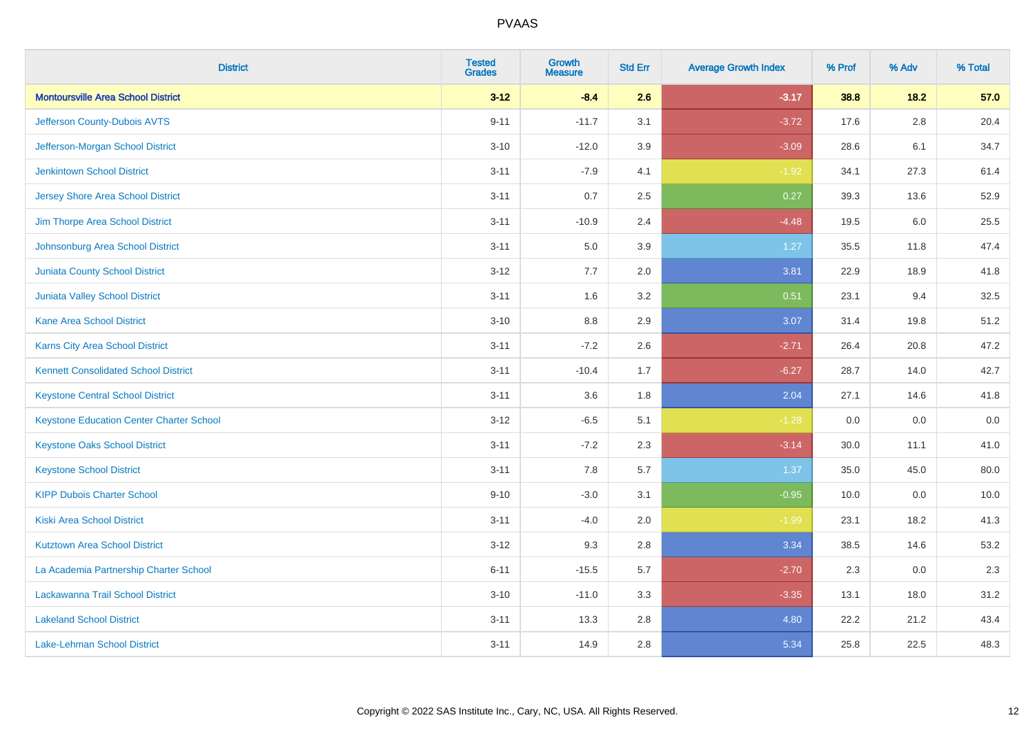| District | Tested Grades | Growth Measure | Std Err | Average Growth Index | % Prof | % Adv | % Total |
|---|---|---|---|---|---|---|---|
| **Montoursville Area School District** | **3-12** | **-8.4** | **2.6** | **-3.17** | **38.8** | **18.2** | **57.0** |
| Jefferson County-Dubois AVTS | 9-11 | -11.7 | 3.1 | -3.72 | 17.6 | 2.8 | 20.4 |
| Jefferson-Morgan School District | 3-10 | -12.0 | 3.9 | -3.09 | 28.6 | 6.1 | 34.7 |
| Jenkintown School District | 3-11 | -7.9 | 4.1 | -1.92 | 34.1 | 27.3 | 61.4 |
| Jersey Shore Area School District | 3-11 | 0.7 | 2.5 | 0.27 | 39.3 | 13.6 | 52.9 |
| Jim Thorpe Area School District | 3-11 | -10.9 | 2.4 | -4.48 | 19.5 | 6.0 | 25.5 |
| Johnsonburg Area School District | 3-11 | 5.0 | 3.9 | 1.27 | 35.5 | 11.8 | 47.4 |
| Juniata County School District | 3-12 | 7.7 | 2.0 | 3.81 | 22.9 | 18.9 | 41.8 |
| Juniata Valley School District | 3-11 | 1.6 | 3.2 | 0.51 | 23.1 | 9.4 | 32.5 |
| Kane Area School District | 3-10 | 8.8 | 2.9 | 3.07 | 31.4 | 19.8 | 51.2 |
| Karns City Area School District | 3-11 | -7.2 | 2.6 | -2.71 | 26.4 | 20.8 | 47.2 |
| Kennett Consolidated School District | 3-11 | -10.4 | 1.7 | -6.27 | 28.7 | 14.0 | 42.7 |
| Keystone Central School District | 3-11 | 3.6 | 1.8 | 2.04 | 27.1 | 14.6 | 41.8 |
| Keystone Education Center Charter School | 3-12 | -6.5 | 5.1 | -1.28 | 0.0 | 0.0 | 0.0 |
| Keystone Oaks School District | 3-11 | -7.2 | 2.3 | -3.14 | 30.0 | 11.1 | 41.0 |
| Keystone School District | 3-11 | 7.8 | 5.7 | 1.37 | 35.0 | 45.0 | 80.0 |
| KIPP Dubois Charter School | 9-10 | -3.0 | 3.1 | -0.95 | 10.0 | 0.0 | 10.0 |
| Kiski Area School District | 3-11 | -4.0 | 2.0 | -1.99 | 23.1 | 18.2 | 41.3 |
| Kutztown Area School District | 3-12 | 9.3 | 2.8 | 3.34 | 38.5 | 14.6 | 53.2 |
| La Academia Partnership Charter School | 6-11 | -15.5 | 5.7 | -2.70 | 2.3 | 0.0 | 2.3 |
| Lackawanna Trail School District | 3-10 | -11.0 | 3.3 | -3.35 | 13.1 | 18.0 | 31.2 |
| Lakeland School District | 3-11 | 13.3 | 2.8 | 4.80 | 22.2 | 21.2 | 43.4 |
| Lake-Lehman School District | 3-11 | 14.9 | 2.8 | 5.34 | 25.8 | 22.5 | 48.3 |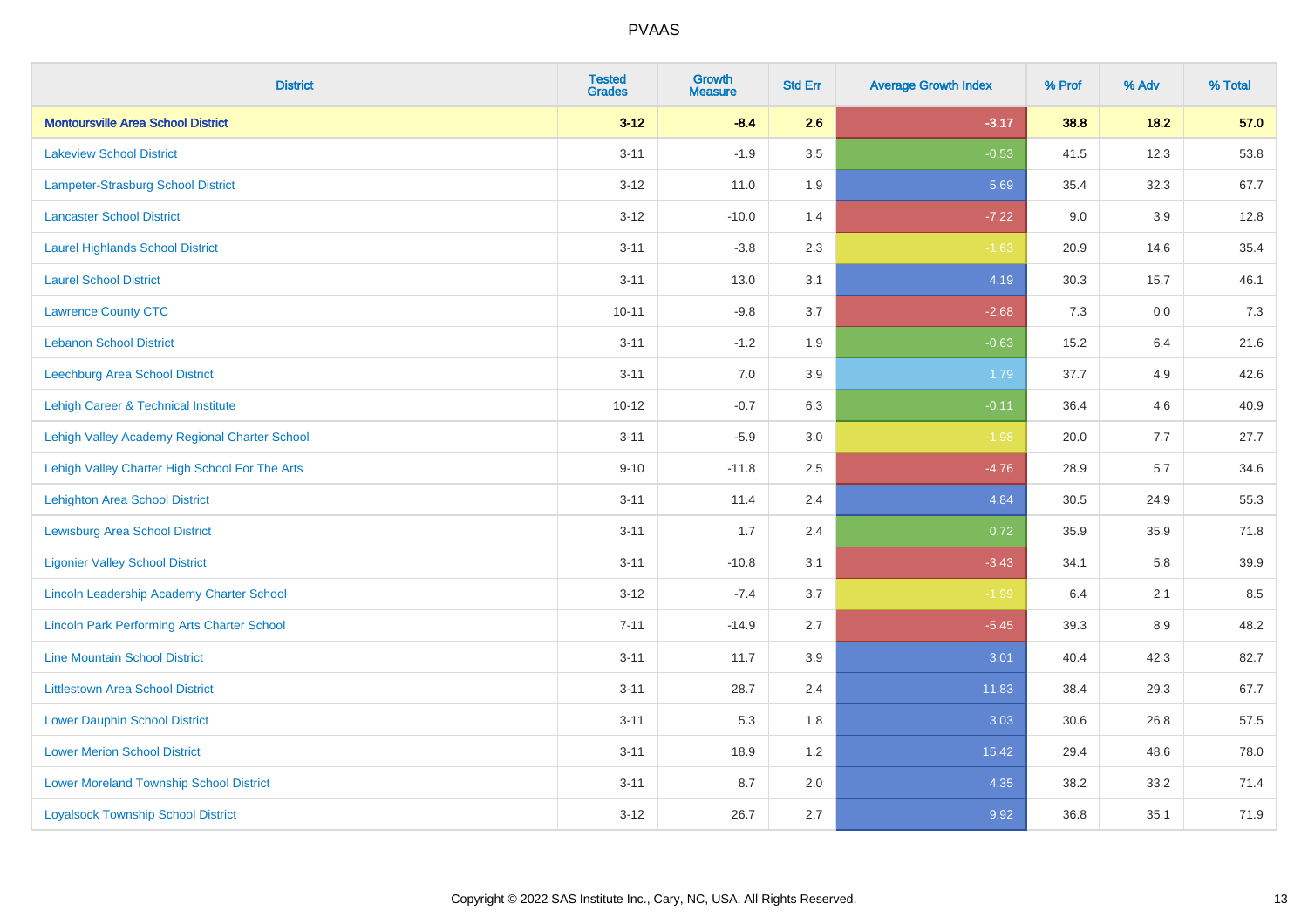# PVAAS

| District | Tested Grades | Growth Measure | Std Err | Average Growth Index | % Prof | % Adv | % Total |
|---|---|---|---|---|---|---|---|
| **Montoursville Area School District** | **3-12** | **-8.4** | **2.6** | **-3.17** | **38.8** | **18.2** | **57.0** |
| Lakeview School District | 3-11 | -1.9 | 3.5 | -0.53 | 41.5 | 12.3 | 53.8 |
| Lampeter-Strasburg School District | 3-12 | 11.0 | 1.9 | 5.69 | 35.4 | 32.3 | 67.7 |
| Lancaster School District | 3-12 | -10.0 | 1.4 | -7.22 | 9.0 | 3.9 | 12.8 |
| Laurel Highlands School District | 3-11 | -3.8 | 2.3 | -1.63 | 20.9 | 14.6 | 35.4 |
| Laurel School District | 3-11 | 13.0 | 3.1 | 4.19 | 30.3 | 15.7 | 46.1 |
| Lawrence County CTC | 10-11 | -9.8 | 3.7 | -2.68 | 7.3 | 0.0 | 7.3 |
| Lebanon School District | 3-11 | -1.2 | 1.9 | -0.63 | 15.2 | 6.4 | 21.6 |
| Leechburg Area School District | 3-11 | 7.0 | 3.9 | 1.79 | 37.7 | 4.9 | 42.6 |
| Lehigh Career & Technical Institute | 10-12 | -0.7 | 6.3 | -0.11 | 36.4 | 4.6 | 40.9 |
| Lehigh Valley Academy Regional Charter School | 3-11 | -5.9 | 3.0 | -1.98 | 20.0 | 7.7 | 27.7 |
| Lehigh Valley Charter High School For The Arts | 9-10 | -11.8 | 2.5 | -4.76 | 28.9 | 5.7 | 34.6 |
| Lehighton Area School District | 3-11 | 11.4 | 2.4 | 4.84 | 30.5 | 24.9 | 55.3 |
| Lewisburg Area School District | 3-11 | 1.7 | 2.4 | 0.72 | 35.9 | 35.9 | 71.8 |
| Ligonier Valley School District | 3-11 | -10.8 | 3.1 | -3.43 | 34.1 | 5.8 | 39.9 |
| Lincoln Leadership Academy Charter School | 3-12 | -7.4 | 3.7 | -1.99 | 6.4 | 2.1 | 8.5 |
| Lincoln Park Performing Arts Charter School | 7-11 | -14.9 | 2.7 | -5.45 | 39.3 | 8.9 | 48.2 |
| Line Mountain School District | 3-11 | 11.7 | 3.9 | 3.01 | 40.4 | 42.3 | 82.7 |
| Littlestown Area School District | 3-11 | 28.7 | 2.4 | 11.83 | 38.4 | 29.3 | 67.7 |
| Lower Dauphin School District | 3-11 | 5.3 | 1.8 | 3.03 | 30.6 | 26.8 | 57.5 |
| Lower Merion School District | 3-11 | 18.9 | 1.2 | 15.42 | 29.4 | 48.6 | 78.0 |
| Lower Moreland Township School District | 3-11 | 8.7 | 2.0 | 4.35 | 38.2 | 33.2 | 71.4 |
| Loyalsock Township School District | 3-12 | 26.7 | 2.7 | 9.92 | 36.8 | 35.1 | 71.9 |

Copyright © 2022 SAS Institute Inc., Cary, NC, USA. All Rights Reserved.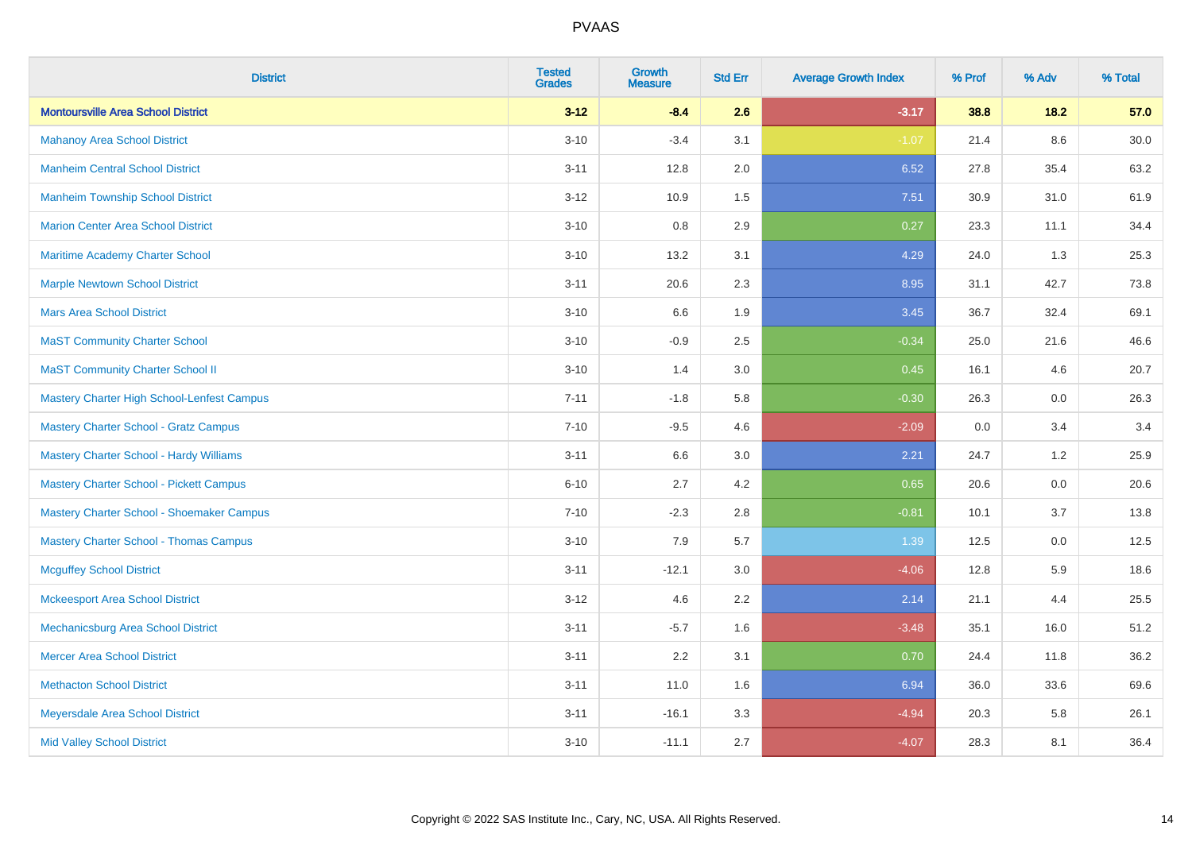| District | Tested Grades | Growth Measure | Std Err | Average Growth Index | % Prof | % Adv | % Total |
|---|---|---|---|---|---|---|---|
| **Montoursville Area School District** | **3-12** | **-8.4** | **2.6** | **-3.17** | **38.8** | **18.2** | **57.0** |
| Mahanoy Area School District | 3-10 | -3.4 | 3.1 | -1.07 | 21.4 | 8.6 | 30.0 |
| Manheim Central School District | 3-11 | 12.8 | 2.0 | 6.52 | 27.8 | 35.4 | 63.2 |
| Manheim Township School District | 3-12 | 10.9 | 1.5 | 7.51 | 30.9 | 31.0 | 61.9 |
| Marion Center Area School District | 3-10 | 0.8 | 2.9 | 0.27 | 23.3 | 11.1 | 34.4 |
| Maritime Academy Charter School | 3-10 | 13.2 | 3.1 | 4.29 | 24.0 | 1.3 | 25.3 |
| Marple Newtown School District | 3-11 | 20.6 | 2.3 | 8.95 | 31.1 | 42.7 | 73.8 |
| Mars Area School District | 3-10 | 6.6 | 1.9 | 3.45 | 36.7 | 32.4 | 69.1 |
| MaST Community Charter School | 3-10 | -0.9 | 2.5 | -0.34 | 25.0 | 21.6 | 46.6 |
| MaST Community Charter School II | 3-10 | 1.4 | 3.0 | 0.45 | 16.1 | 4.6 | 20.7 |
| Mastery Charter High School-Lenfest Campus | 7-11 | -1.8 | 5.8 | -0.30 | 26.3 | 0.0 | 26.3 |
| Mastery Charter School - Gratz Campus | 7-10 | -9.5 | 4.6 | -2.09 | 0.0 | 3.4 | 3.4 |
| Mastery Charter School - Hardy Williams | 3-11 | 6.6 | 3.0 | 2.21 | 24.7 | 1.2 | 25.9 |
| Mastery Charter School - Pickett Campus | 6-10 | 2.7 | 4.2 | 0.65 | 20.6 | 0.0 | 20.6 |
| Mastery Charter School - Shoemaker Campus | 7-10 | -2.3 | 2.8 | -0.81 | 10.1 | 3.7 | 13.8 |
| Mastery Charter School - Thomas Campus | 3-10 | 7.9 | 5.7 | 1.39 | 12.5 | 0.0 | 12.5 |
| Mcguffey School District | 3-11 | -12.1 | 3.0 | -4.06 | 12.8 | 5.9 | 18.6 |
| Mckeesport Area School District | 3-12 | 4.6 | 2.2 | 2.14 | 21.1 | 4.4 | 25.5 |
| Mechanicsburg Area School District | 3-11 | -5.7 | 1.6 | -3.48 | 35.1 | 16.0 | 51.2 |
| Mercer Area School District | 3-11 | 2.2 | 3.1 | 0.70 | 24.4 | 11.8 | 36.2 |
| Methacton School District | 3-11 | 11.0 | 1.6 | 6.94 | 36.0 | 33.6 | 69.6 |
| Meyersdale Area School District | 3-11 | -16.1 | 3.3 | -4.94 | 20.3 | 5.8 | 26.1 |
| Mid Valley School District | 3-10 | -11.1 | 2.7 | -4.07 | 28.3 | 8.1 | 36.4 |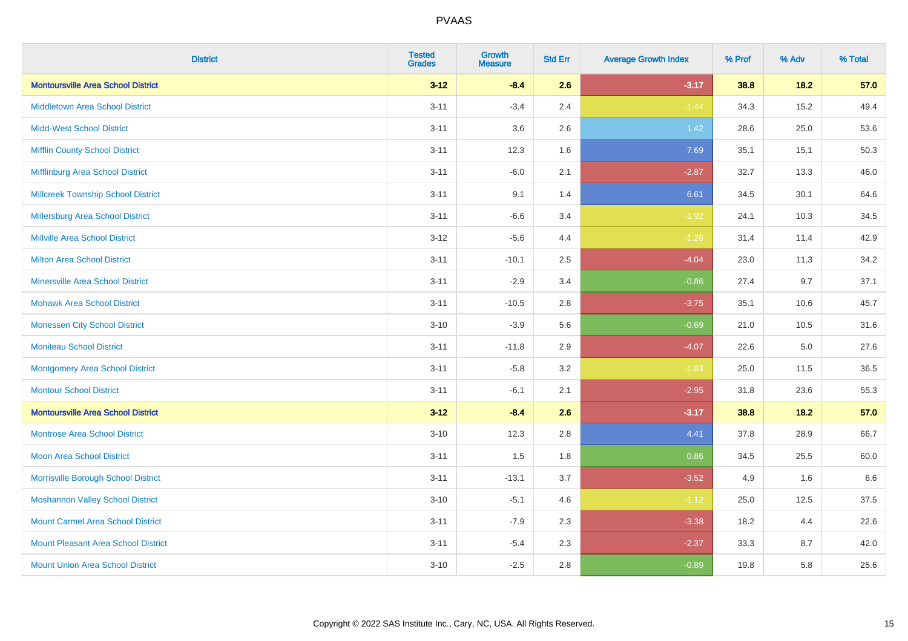| District | Tested Grades | Growth Measure | Std Err | Average Growth Index | % Prof | % Adv | % Total |
|---|---|---|---|---|---|---|---|
| **Montoursville Area School District** | **3-12** | **-8.4** | **2.6** | **-3.17** | **38.8** | **18.2** | **57.0** |
| Middletown Area School District | 3-11 | -3.4 | 2.4 | -1.44 | 34.3 | 15.2 | 49.4 |
| Midd-West School District | 3-11 | 3.6 | 2.6 | 1.42 | 28.6 | 25.0 | 53.6 |
| Mifflin County School District | 3-11 | 12.3 | 1.6 | 7.69 | 35.1 | 15.1 | 50.3 |
| Mifflinburg Area School District | 3-11 | -6.0 | 2.1 | -2.87 | 32.7 | 13.3 | 46.0 |
| Millcreek Township School District | 3-11 | 9.1 | 1.4 | 6.61 | 34.5 | 30.1 | 64.6 |
| Millersburg Area School District | 3-11 | -6.6 | 3.4 | -1.92 | 24.1 | 10.3 | 34.5 |
| Millville Area School District | 3-12 | -5.6 | 4.4 | -1.26 | 31.4 | 11.4 | 42.9 |
| Milton Area School District | 3-11 | -10.1 | 2.5 | -4.04 | 23.0 | 11.3 | 34.2 |
| Minersville Area School District | 3-11 | -2.9 | 3.4 | -0.86 | 27.4 | 9.7 | 37.1 |
| Mohawk Area School District | 3-11 | -10.5 | 2.8 | -3.75 | 35.1 | 10.6 | 45.7 |
| Monessen City School District | 3-10 | -3.9 | 5.6 | -0.69 | 21.0 | 10.5 | 31.6 |
| Moniteau School District | 3-11 | -11.8 | 2.9 | -4.07 | 22.6 | 5.0 | 27.6 |
| Montgomery Area School District | 3-11 | -5.8 | 3.2 | -1.83 | 25.0 | 11.5 | 36.5 |
| Montour School District | 3-11 | -6.1 | 2.1 | -2.95 | 31.8 | 23.6 | 55.3 |
| **Montoursville Area School District** | **3-12** | **-8.4** | **2.6** | **-3.17** | **38.8** | **18.2** | **57.0** |
| Montrose Area School District | 3-10 | 12.3 | 2.8 | 4.41 | 37.8 | 28.9 | 66.7 |
| Moon Area School District | 3-11 | 1.5 | 1.8 | 0.86 | 34.5 | 25.5 | 60.0 |
| Morrisville Borough School District | 3-11 | -13.1 | 3.7 | -3.52 | 4.9 | 1.6 | 6.6 |
| Moshannon Valley School District | 3-10 | -5.1 | 4.6 | -1.12 | 25.0 | 12.5 | 37.5 |
| Mount Carmel Area School District | 3-11 | -7.9 | 2.3 | -3.38 | 18.2 | 4.4 | 22.6 |
| Mount Pleasant Area School District | 3-11 | -5.4 | 2.3 | -2.37 | 33.3 | 8.7 | 42.0 |
| Mount Union Area School District | 3-10 | -2.5 | 2.8 | -0.89 | 19.8 | 5.8 | 25.6 |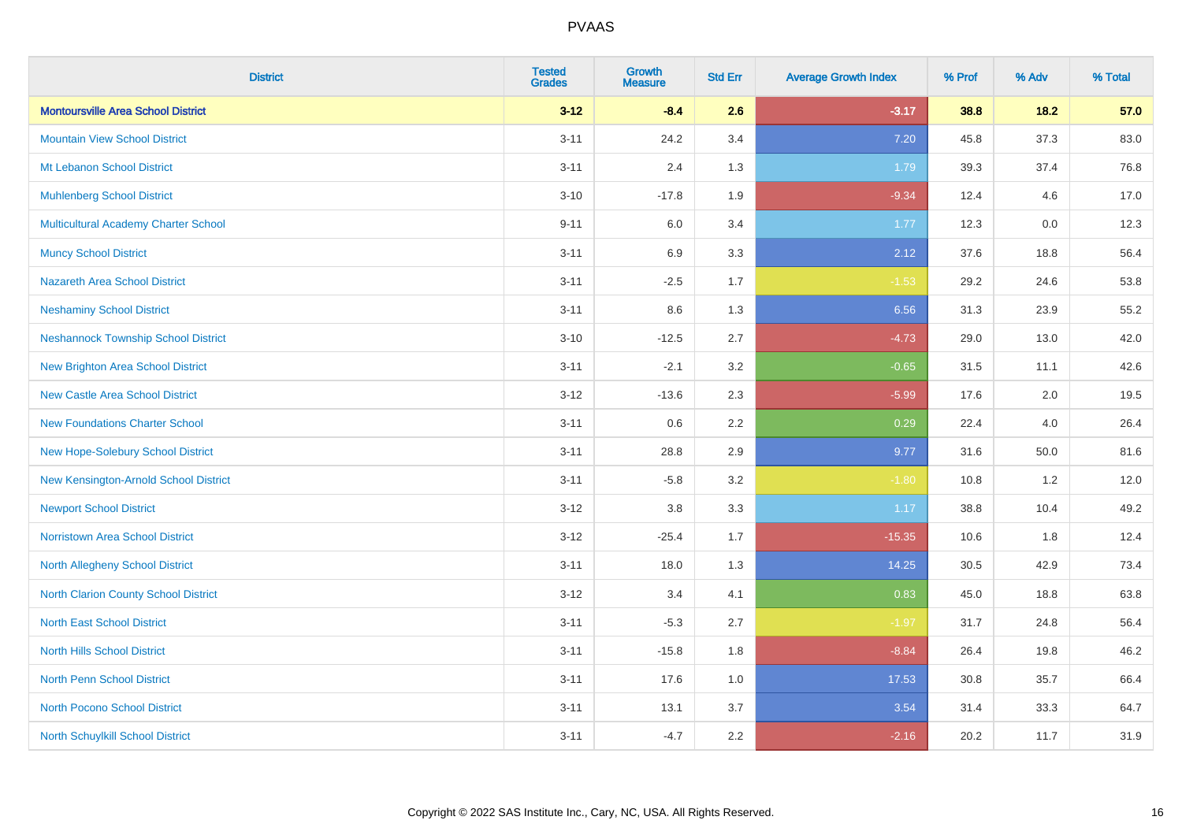| District | Tested Grades | Growth Measure | Std Err | Average Growth Index | % Prof | % Adv | % Total |
|---|---|---|---|---|---|---|---|
| **Montoursville Area School District** | **3-12** | **-8.4** | **2.6** | **-3.17** | **38.8** | **18.2** | **57.0** |
| Mountain View School District | 3-11 | 24.2 | 3.4 | 7.20 | 45.8 | 37.3 | 83.0 |
| Mt Lebanon School District | 3-11 | 2.4 | 1.3 | 1.79 | 39.3 | 37.4 | 76.8 |
| Muhlenberg School District | 3-10 | -17.8 | 1.9 | -9.34 | 12.4 | 4.6 | 17.0 |
| Multicultural Academy Charter School | 9-11 | 6.0 | 3.4 | 1.77 | 12.3 | 0.0 | 12.3 |
| Muncy School District | 3-11 | 6.9 | 3.3 | 2.12 | 37.6 | 18.8 | 56.4 |
| Nazareth Area School District | 3-11 | -2.5 | 1.7 | -1.53 | 29.2 | 24.6 | 53.8 |
| Neshaminy School District | 3-11 | 8.6 | 1.3 | 6.56 | 31.3 | 23.9 | 55.2 |
| Neshannock Township School District | 3-10 | -12.5 | 2.7 | -4.73 | 29.0 | 13.0 | 42.0 |
| New Brighton Area School District | 3-11 | -2.1 | 3.2 | -0.65 | 31.5 | 11.1 | 42.6 |
| New Castle Area School District | 3-12 | -13.6 | 2.3 | -5.99 | 17.6 | 2.0 | 19.5 |
| New Foundations Charter School | 3-11 | 0.6 | 2.2 | 0.29 | 22.4 | 4.0 | 26.4 |
| New Hope-Solebury School District | 3-11 | 28.8 | 2.9 | 9.77 | 31.6 | 50.0 | 81.6 |
| New Kensington-Arnold School District | 3-11 | -5.8 | 3.2 | -1.80 | 10.8 | 1.2 | 12.0 |
| Newport School District | 3-12 | 3.8 | 3.3 | 1.17 | 38.8 | 10.4 | 49.2 |
| Norristown Area School District | 3-12 | -25.4 | 1.7 | -15.35 | 10.6 | 1.8 | 12.4 |
| North Allegheny School District | 3-11 | 18.0 | 1.3 | 14.25 | 30.5 | 42.9 | 73.4 |
| North Clarion County School District | 3-12 | 3.4 | 4.1 | 0.83 | 45.0 | 18.8 | 63.8 |
| North East School District | 3-11 | -5.3 | 2.7 | -1.97 | 31.7 | 24.8 | 56.4 |
| North Hills School District | 3-11 | -15.8 | 1.8 | -8.84 | 26.4 | 19.8 | 46.2 |
| North Penn School District | 3-11 | 17.6 | 1.0 | 17.53 | 30.8 | 35.7 | 66.4 |
| North Pocono School District | 3-11 | 13.1 | 3.7 | 3.54 | 31.4 | 33.3 | 64.7 |
| North Schuylkill School District | 3-11 | -4.7 | 2.2 | -2.16 | 20.2 | 11.7 | 31.9 |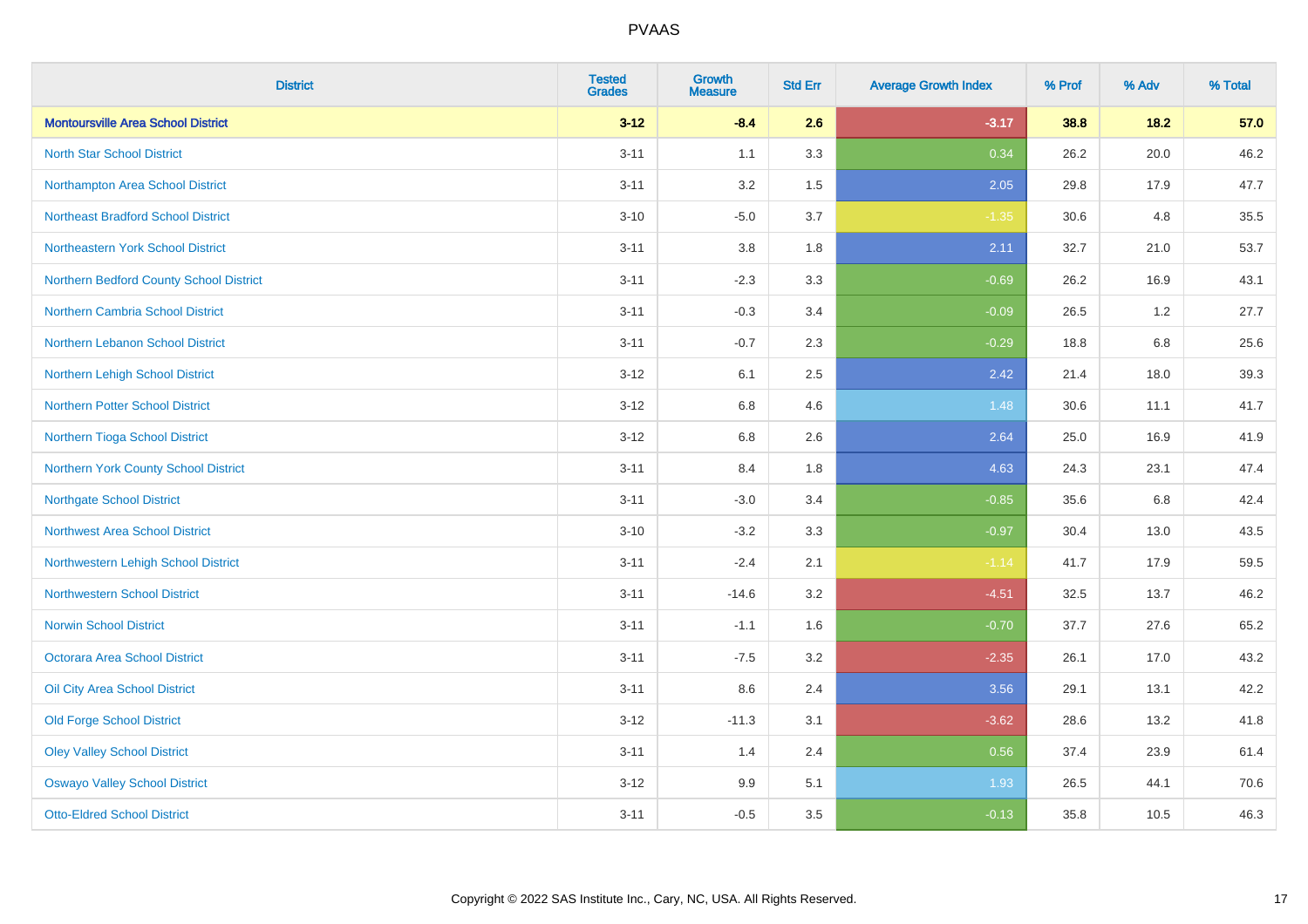# PVAAS

| District | Tested Grades | Growth Measure | Std Err | Average Growth Index | % Prof | % Adv | % Total |
|---|---|---|---|---|---|---|---|
| **Montoursville Area School District** | **3-12** | **-8.4** | **2.6** | **-3.17** | **38.8** | **18.2** | **57.0** |
| North Star School District | 3-11 | 1.1 | 3.3 | 0.34 | 26.2 | 20.0 | 46.2 |
| Northampton Area School District | 3-11 | 3.2 | 1.5 | 2.05 | 29.8 | 17.9 | 47.7 |
| Northeast Bradford School District | 3-10 | -5.0 | 3.7 | -1.35 | 30.6 | 4.8 | 35.5 |
| Northeastern York School District | 3-11 | 3.8 | 1.8 | 2.11 | 32.7 | 21.0 | 53.7 |
| Northern Bedford County School District | 3-11 | -2.3 | 3.3 | -0.69 | 26.2 | 16.9 | 43.1 |
| Northern Cambria School District | 3-11 | -0.3 | 3.4 | -0.09 | 26.5 | 1.2 | 27.7 |
| Northern Lebanon School District | 3-11 | -0.7 | 2.3 | -0.29 | 18.8 | 6.8 | 25.6 |
| Northern Lehigh School District | 3-12 | 6.1 | 2.5 | 2.42 | 21.4 | 18.0 | 39.3 |
| Northern Potter School District | 3-12 | 6.8 | 4.6 | 1.48 | 30.6 | 11.1 | 41.7 |
| Northern Tioga School District | 3-12 | 6.8 | 2.6 | 2.64 | 25.0 | 16.9 | 41.9 |
| Northern York County School District | 3-11 | 8.4 | 1.8 | 4.63 | 24.3 | 23.1 | 47.4 |
| Northgate School District | 3-11 | -3.0 | 3.4 | -0.85 | 35.6 | 6.8 | 42.4 |
| Northwest Area School District | 3-10 | -3.2 | 3.3 | -0.97 | 30.4 | 13.0 | 43.5 |
| Northwestern Lehigh School District | 3-11 | -2.4 | 2.1 | -1.14 | 41.7 | 17.9 | 59.5 |
| Northwestern School District | 3-11 | -14.6 | 3.2 | -4.51 | 32.5 | 13.7 | 46.2 |
| Norwin School District | 3-11 | -1.1 | 1.6 | -0.70 | 37.7 | 27.6 | 65.2 |
| Octorara Area School District | 3-11 | -7.5 | 3.2 | -2.35 | 26.1 | 17.0 | 43.2 |
| Oil City Area School District | 3-11 | 8.6 | 2.4 | 3.56 | 29.1 | 13.1 | 42.2 |
| Old Forge School District | 3-12 | -11.3 | 3.1 | -3.62 | 28.6 | 13.2 | 41.8 |
| Oley Valley School District | 3-11 | 1.4 | 2.4 | 0.56 | 37.4 | 23.9 | 61.4 |
| Oswayo Valley School District | 3-12 | 9.9 | 5.1 | 1.93 | 26.5 | 44.1 | 70.6 |
| Otto-Eldred School District | 3-11 | -0.5 | 3.5 | -0.13 | 35.8 | 10.5 | 46.3 |

Copyright © 2022 SAS Institute Inc., Cary, NC, USA. All Rights Reserved.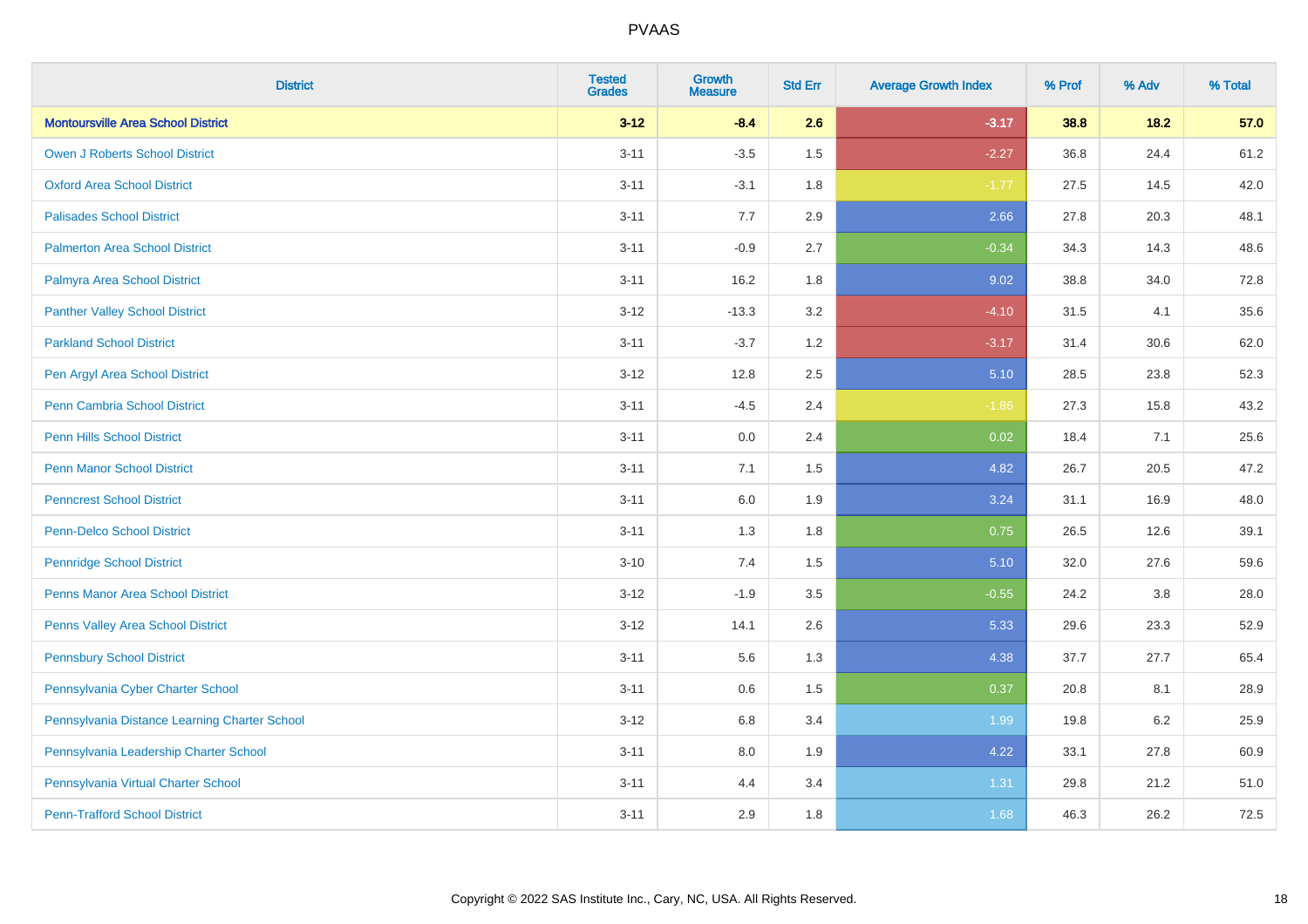| District | Tested Grades | Growth Measure | Std Err | Average Growth Index | % Prof | % Adv | % Total |
|---|---|---|---|---|---|---|---|
| **Montoursville Area School District** | **3-12** | **-8.4** | **2.6** | **-3.17** | **38.8** | **18.2** | **57.0** |
| Owen J Roberts School District | 3-11 | -3.5 | 1.5 | -2.27 | 36.8 | 24.4 | 61.2 |
| Oxford Area School District | 3-11 | -3.1 | 1.8 | -1.77 | 27.5 | 14.5 | 42.0 |
| Palisades School District | 3-11 | 7.7 | 2.9 | 2.66 | 27.8 | 20.3 | 48.1 |
| Palmerton Area School District | 3-11 | -0.9 | 2.7 | -0.34 | 34.3 | 14.3 | 48.6 |
| Palmyra Area School District | 3-11 | 16.2 | 1.8 | 9.02 | 38.8 | 34.0 | 72.8 |
| Panther Valley School District | 3-12 | -13.3 | 3.2 | -4.10 | 31.5 | 4.1 | 35.6 |
| Parkland School District | 3-11 | -3.7 | 1.2 | -3.17 | 31.4 | 30.6 | 62.0 |
| Pen Argyl Area School District | 3-12 | 12.8 | 2.5 | 5.10 | 28.5 | 23.8 | 52.3 |
| Penn Cambria School District | 3-11 | -4.5 | 2.4 | -1.86 | 27.3 | 15.8 | 43.2 |
| Penn Hills School District | 3-11 | 0.0 | 2.4 | 0.02 | 18.4 | 7.1 | 25.6 |
| Penn Manor School District | 3-11 | 7.1 | 1.5 | 4.82 | 26.7 | 20.5 | 47.2 |
| Penncrest School District | 3-11 | 6.0 | 1.9 | 3.24 | 31.1 | 16.9 | 48.0 |
| Penn-Delco School District | 3-11 | 1.3 | 1.8 | 0.75 | 26.5 | 12.6 | 39.1 |
| Pennridge School District | 3-10 | 7.4 | 1.5 | 5.10 | 32.0 | 27.6 | 59.6 |
| Penns Manor Area School District | 3-12 | -1.9 | 3.5 | -0.55 | 24.2 | 3.8 | 28.0 |
| Penns Valley Area School District | 3-12 | 14.1 | 2.6 | 5.33 | 29.6 | 23.3 | 52.9 |
| Pennsbury School District | 3-11 | 5.6 | 1.3 | 4.38 | 37.7 | 27.7 | 65.4 |
| Pennsylvania Cyber Charter School | 3-11 | 0.6 | 1.5 | 0.37 | 20.8 | 8.1 | 28.9 |
| Pennsylvania Distance Learning Charter School | 3-12 | 6.8 | 3.4 | 1.99 | 19.8 | 6.2 | 25.9 |
| Pennsylvania Leadership Charter School | 3-11 | 8.0 | 1.9 | 4.22 | 33.1 | 27.8 | 60.9 |
| Pennsylvania Virtual Charter School | 3-11 | 4.4 | 3.4 | 1.31 | 29.8 | 21.2 | 51.0 |
| Penn-Trafford School District | 3-11 | 2.9 | 1.8 | 1.68 | 46.3 | 26.2 | 72.5 |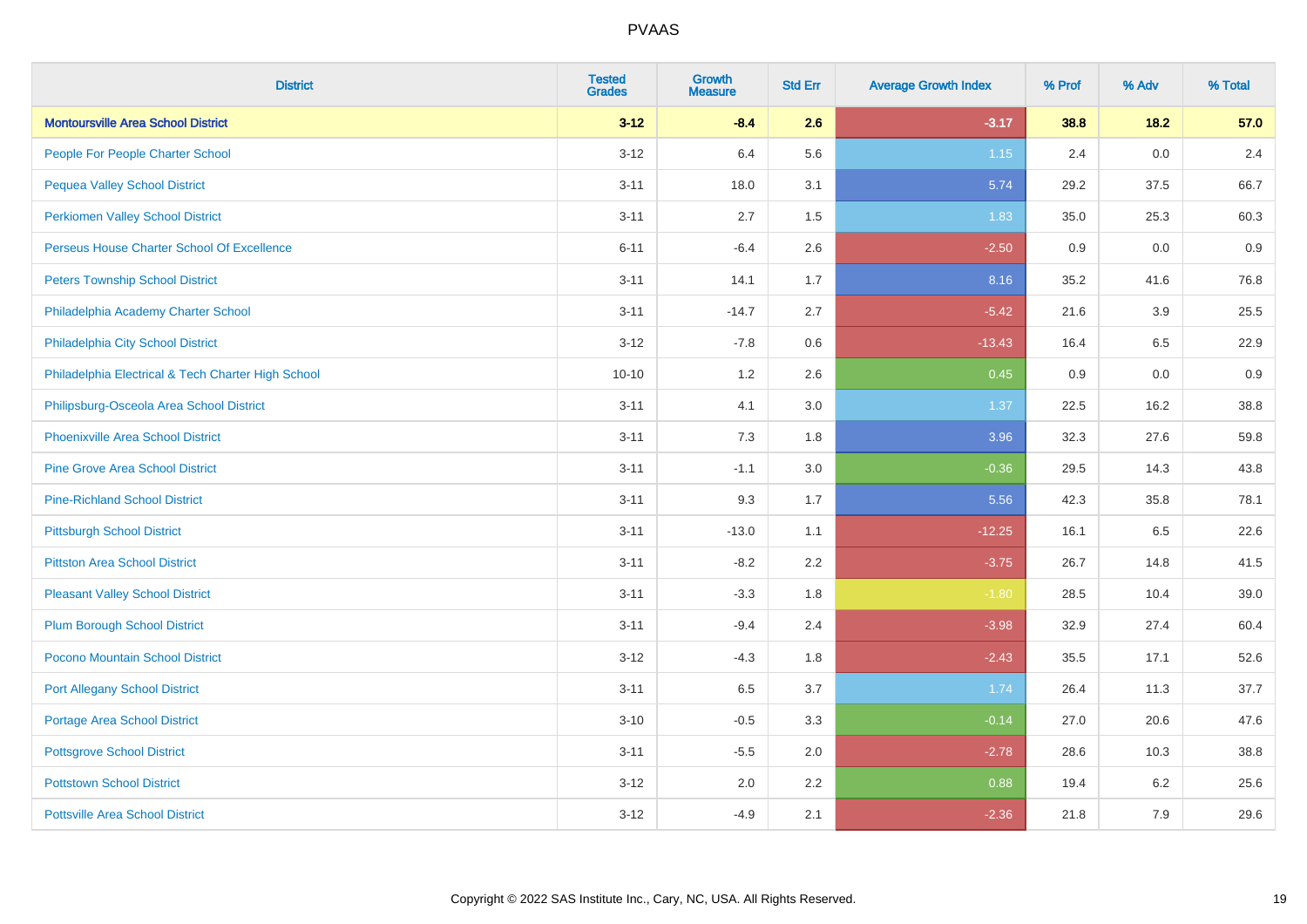# PVAAS

| District | Tested Grades | Growth Measure | Std Err | Average Growth Index | % Prof | % Adv | % Total |
|---|---|---|---|---|---|---|---|
| **Montoursville Area School District** | **3-12** | **-8.4** | **2.6** | **-3.17** | **38.8** | **18.2** | **57.0** |
| People For People Charter School | 3-12 | 6.4 | 5.6 | 1.15 | 2.4 | 0.0 | 2.4 |
| Pequea Valley School District | 3-11 | 18.0 | 3.1 | 5.74 | 29.2 | 37.5 | 66.7 |
| Perkiomen Valley School District | 3-11 | 2.7 | 1.5 | 1.83 | 35.0 | 25.3 | 60.3 |
| Perseus House Charter School Of Excellence | 6-11 | -6.4 | 2.6 | -2.50 | 0.9 | 0.0 | 0.9 |
| Peters Township School District | 3-11 | 14.1 | 1.7 | 8.16 | 35.2 | 41.6 | 76.8 |
| Philadelphia Academy Charter School | 3-11 | -14.7 | 2.7 | -5.42 | 21.6 | 3.9 | 25.5 |
| Philadelphia City School District | 3-12 | -7.8 | 0.6 | -13.43 | 16.4 | 6.5 | 22.9 |
| Philadelphia Electrical & Tech Charter High School | 10-10 | 1.2 | 2.6 | 0.45 | 0.9 | 0.0 | 0.9 |
| Philipsburg-Osceola Area School District | 3-11 | 4.1 | 3.0 | 1.37 | 22.5 | 16.2 | 38.8 |
| Phoenixville Area School District | 3-11 | 7.3 | 1.8 | 3.96 | 32.3 | 27.6 | 59.8 |
| Pine Grove Area School District | 3-11 | -1.1 | 3.0 | -0.36 | 29.5 | 14.3 | 43.8 |
| Pine-Richland School District | 3-11 | 9.3 | 1.7 | 5.56 | 42.3 | 35.8 | 78.1 |
| Pittsburgh School District | 3-11 | -13.0 | 1.1 | -12.25 | 16.1 | 6.5 | 22.6 |
| Pittston Area School District | 3-11 | -8.2 | 2.2 | -3.75 | 26.7 | 14.8 | 41.5 |
| Pleasant Valley School District | 3-11 | -3.3 | 1.8 | -1.80 | 28.5 | 10.4 | 39.0 |
| Plum Borough School District | 3-11 | -9.4 | 2.4 | -3.98 | 32.9 | 27.4 | 60.4 |
| Pocono Mountain School District | 3-12 | -4.3 | 1.8 | -2.43 | 35.5 | 17.1 | 52.6 |
| Port Allegany School District | 3-11 | 6.5 | 3.7 | 1.74 | 26.4 | 11.3 | 37.7 |
| Portage Area School District | 3-10 | -0.5 | 3.3 | -0.14 | 27.0 | 20.6 | 47.6 |
| Pottsgrove School District | 3-11 | -5.5 | 2.0 | -2.78 | 28.6 | 10.3 | 38.8 |
| Pottstown School District | 3-12 | 2.0 | 2.2 | 0.88 | 19.4 | 6.2 | 25.6 |
| Pottsville Area School District | 3-12 | -4.9 | 2.1 | -2.36 | 21.8 | 7.9 | 29.6 |

Copyright © 2022 SAS Institute Inc., Cary, NC, USA. All Rights Reserved.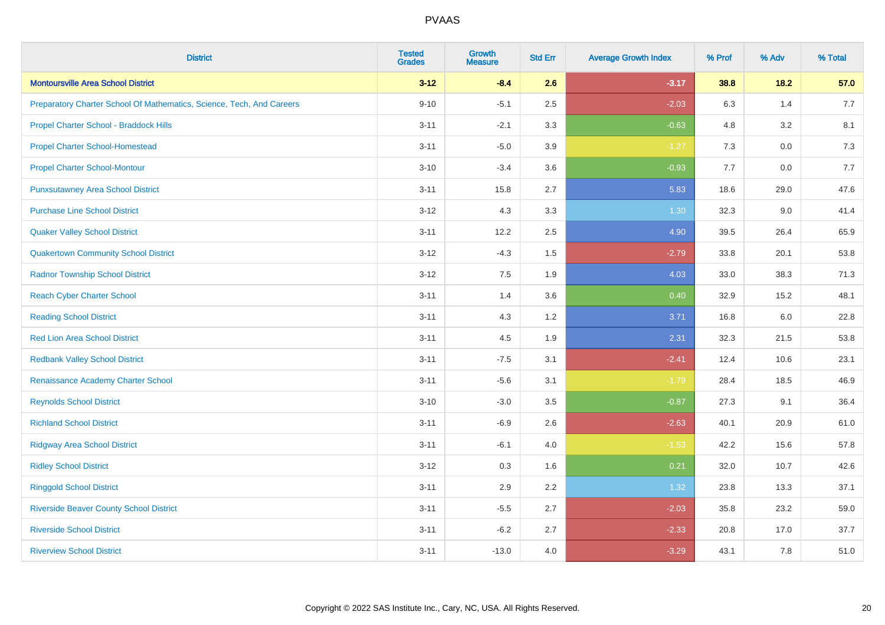| District | Tested Grades | Growth Measure | Std Err | Average Growth Index | % Prof | % Adv | % Total |
|---|---|---|---|---|---|---|---|
| **Montoursville Area School District** | **3-12** | **-8.4** | **2.6** | **-3.17** | **38.8** | **18.2** | **57.0** |
| Preparatory Charter School Of Mathematics, Science, Tech, And Careers | 9-10 | -5.1 | 2.5 | -2.03 | 6.3 | 1.4 | 7.7 |
| Propel Charter School - Braddock Hills | 3-11 | -2.1 | 3.3 | -0.63 | 4.8 | 3.2 | 8.1 |
| Propel Charter School-Homestead | 3-11 | -5.0 | 3.9 | -1.27 | 7.3 | 0.0 | 7.3 |
| Propel Charter School-Montour | 3-10 | -3.4 | 3.6 | -0.93 | 7.7 | 0.0 | 7.7 |
| Punxsutawney Area School District | 3-11 | 15.8 | 2.7 | 5.83 | 18.6 | 29.0 | 47.6 |
| Purchase Line School District | 3-12 | 4.3 | 3.3 | 1.30 | 32.3 | 9.0 | 41.4 |
| Quaker Valley School District | 3-11 | 12.2 | 2.5 | 4.90 | 39.5 | 26.4 | 65.9 |
| Quakertown Community School District | 3-12 | -4.3 | 1.5 | -2.79 | 33.8 | 20.1 | 53.8 |
| Radnor Township School District | 3-12 | 7.5 | 1.9 | 4.03 | 33.0 | 38.3 | 71.3 |
| Reach Cyber Charter School | 3-11 | 1.4 | 3.6 | 0.40 | 32.9 | 15.2 | 48.1 |
| Reading School District | 3-11 | 4.3 | 1.2 | 3.71 | 16.8 | 6.0 | 22.8 |
| Red Lion Area School District | 3-11 | 4.5 | 1.9 | 2.31 | 32.3 | 21.5 | 53.8 |
| Redbank Valley School District | 3-11 | -7.5 | 3.1 | -2.41 | 12.4 | 10.6 | 23.1 |
| Renaissance Academy Charter School | 3-11 | -5.6 | 3.1 | -1.79 | 28.4 | 18.5 | 46.9 |
| Reynolds School District | 3-10 | -3.0 | 3.5 | -0.87 | 27.3 | 9.1 | 36.4 |
| Richland School District | 3-11 | -6.9 | 2.6 | -2.63 | 40.1 | 20.9 | 61.0 |
| Ridgway Area School District | 3-11 | -6.1 | 4.0 | -1.53 | 42.2 | 15.6 | 57.8 |
| Ridley School District | 3-12 | 0.3 | 1.6 | 0.21 | 32.0 | 10.7 | 42.6 |
| Ringgold School District | 3-11 | 2.9 | 2.2 | 1.32 | 23.8 | 13.3 | 37.1 |
| Riverside Beaver County School District | 3-11 | -5.5 | 2.7 | -2.03 | 35.8 | 23.2 | 59.0 |
| Riverside School District | 3-11 | -6.2 | 2.7 | -2.33 | 20.8 | 17.0 | 37.7 |
| Riverview School District | 3-11 | -13.0 | 4.0 | -3.29 | 43.1 | 7.8 | 51.0 |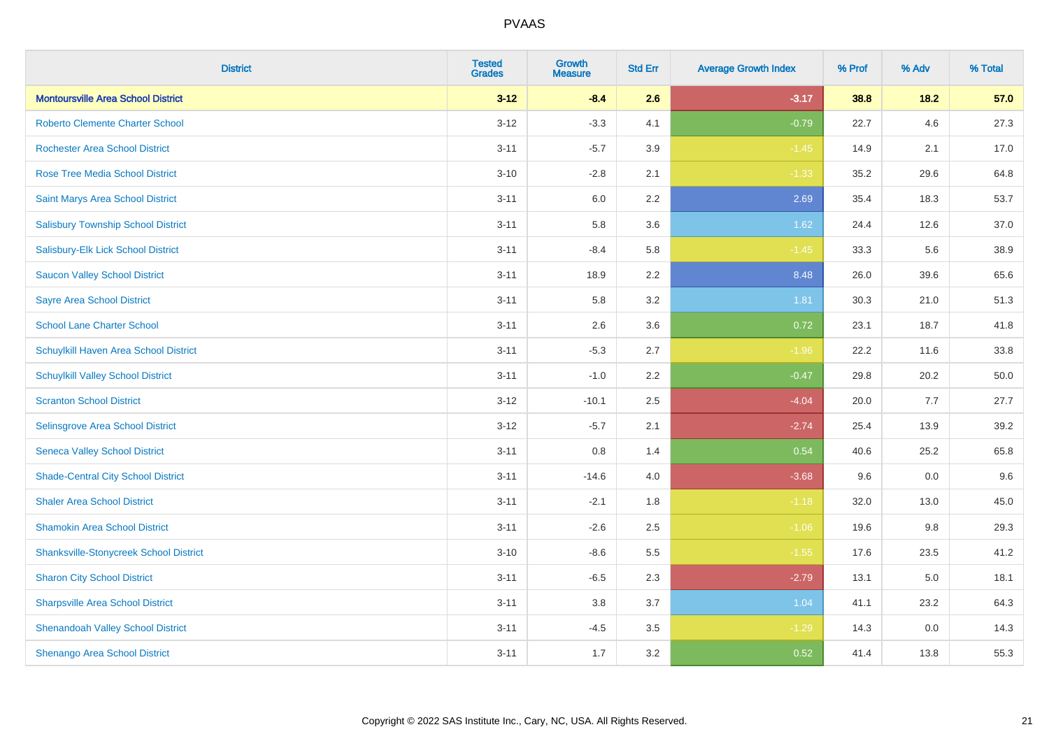# PVAAS

| District | Tested Grades | Growth Measure | Std Err | Average Growth Index | % Prof | % Adv | % Total |
|---|---|---|---|---|---|---|---|
| **Montoursville Area School District** | **3-12** | **-8.4** | **2.6** | **-3.17** | **38.8** | **18.2** | **57.0** |
| Roberto Clemente Charter School | 3-12 | -3.3 | 4.1 | -0.79 | 22.7 | 4.6 | 27.3 |
| Rochester Area School District | 3-11 | -5.7 | 3.9 | -1.45 | 14.9 | 2.1 | 17.0 |
| Rose Tree Media School District | 3-10 | -2.8 | 2.1 | -1.33 | 35.2 | 29.6 | 64.8 |
| Saint Marys Area School District | 3-11 | 6.0 | 2.2 | 2.69 | 35.4 | 18.3 | 53.7 |
| Salisbury Township School District | 3-11 | 5.8 | 3.6 | 1.62 | 24.4 | 12.6 | 37.0 |
| Salisbury-Elk Lick School District | 3-11 | -8.4 | 5.8 | -1.45 | 33.3 | 5.6 | 38.9 |
| Saucon Valley School District | 3-11 | 18.9 | 2.2 | 8.48 | 26.0 | 39.6 | 65.6 |
| Sayre Area School District | 3-11 | 5.8 | 3.2 | 1.81 | 30.3 | 21.0 | 51.3 |
| School Lane Charter School | 3-11 | 2.6 | 3.6 | 0.72 | 23.1 | 18.7 | 41.8 |
| Schuylkill Haven Area School District | 3-11 | -5.3 | 2.7 | -1.96 | 22.2 | 11.6 | 33.8 |
| Schuylkill Valley School District | 3-11 | -1.0 | 2.2 | -0.47 | 29.8 | 20.2 | 50.0 |
| Scranton School District | 3-12 | -10.1 | 2.5 | -4.04 | 20.0 | 7.7 | 27.7 |
| Selinsgrove Area School District | 3-12 | -5.7 | 2.1 | -2.74 | 25.4 | 13.9 | 39.2 |
| Seneca Valley School District | 3-11 | 0.8 | 1.4 | 0.54 | 40.6 | 25.2 | 65.8 |
| Shade-Central City School District | 3-11 | -14.6 | 4.0 | -3.68 | 9.6 | 0.0 | 9.6 |
| Shaler Area School District | 3-11 | -2.1 | 1.8 | -1.18 | 32.0 | 13.0 | 45.0 |
| Shamokin Area School District | 3-11 | -2.6 | 2.5 | -1.06 | 19.6 | 9.8 | 29.3 |
| Shanksville-Stonycreek School District | 3-10 | -8.6 | 5.5 | -1.55 | 17.6 | 23.5 | 41.2 |
| Sharon City School District | 3-11 | -6.5 | 2.3 | -2.79 | 13.1 | 5.0 | 18.1 |
| Sharpsville Area School District | 3-11 | 3.8 | 3.7 | 1.04 | 41.1 | 23.2 | 64.3 |
| Shenandoah Valley School District | 3-11 | -4.5 | 3.5 | -1.29 | 14.3 | 0.0 | 14.3 |
| Shenango Area School District | 3-11 | 1.7 | 3.2 | 0.52 | 41.4 | 13.8 | 55.3 |

Copyright © 2022 SAS Institute Inc., Cary, NC, USA. All Rights Reserved.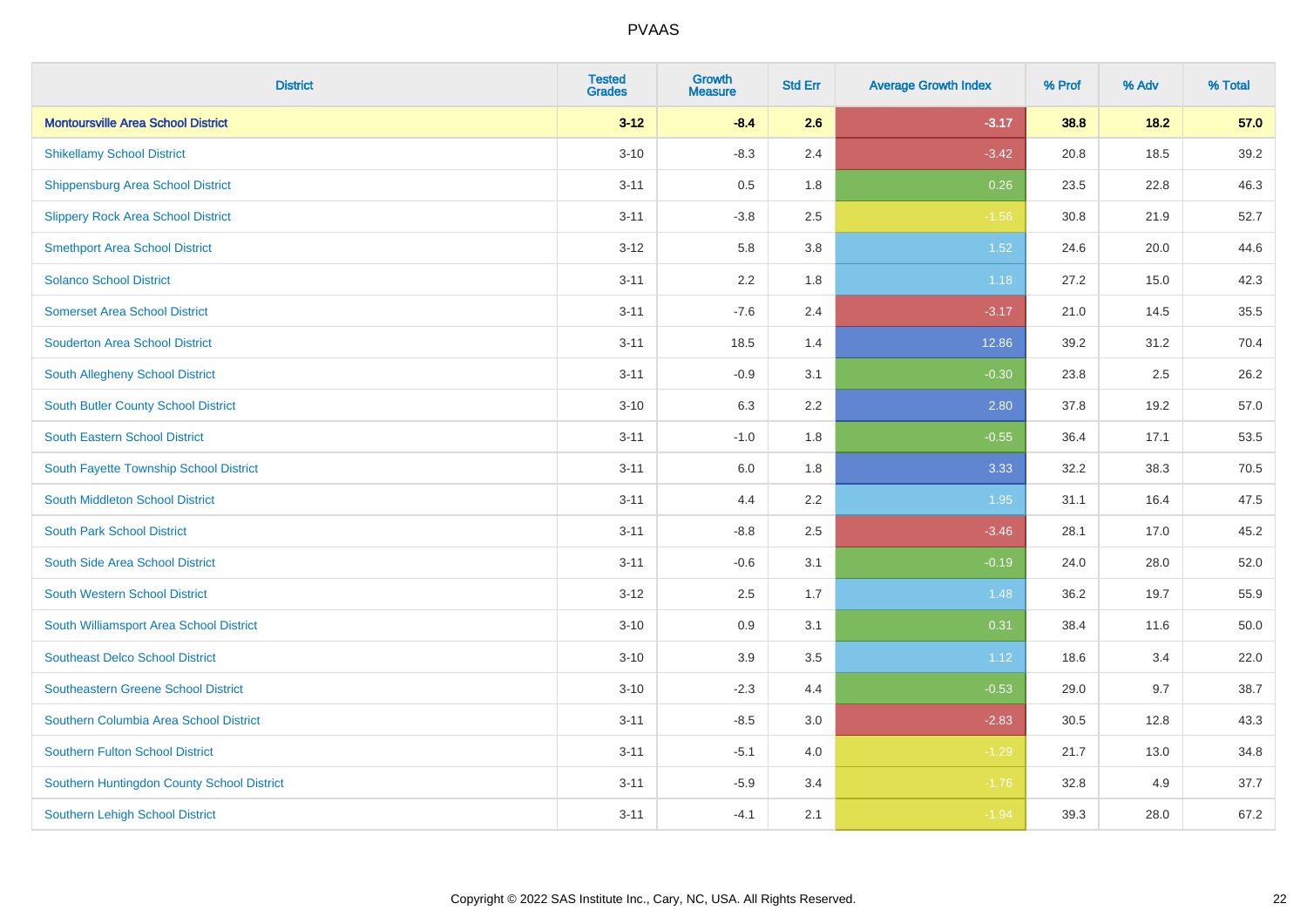| District | Tested Grades | Growth Measure | Std Err | Average Growth Index | % Prof | % Adv | % Total |
|---|---|---|---|---|---|---|---|
| **Montoursville Area School District** | **3-12** | **-8.4** | **2.6** | **-3.17** | **38.8** | **18.2** | **57.0** |
| Shikellamy School District | 3-10 | -8.3 | 2.4 | -3.42 | 20.8 | 18.5 | 39.2 |
| Shippensburg Area School District | 3-11 | 0.5 | 1.8 | 0.26 | 23.5 | 22.8 | 46.3 |
| Slippery Rock Area School District | 3-11 | -3.8 | 2.5 | -1.56 | 30.8 | 21.9 | 52.7 |
| Smethport Area School District | 3-12 | 5.8 | 3.8 | 1.52 | 24.6 | 20.0 | 44.6 |
| Solanco School District | 3-11 | 2.2 | 1.8 | 1.18 | 27.2 | 15.0 | 42.3 |
| Somerset Area School District | 3-11 | -7.6 | 2.4 | -3.17 | 21.0 | 14.5 | 35.5 |
| Souderton Area School District | 3-11 | 18.5 | 1.4 | 12.86 | 39.2 | 31.2 | 70.4 |
| South Allegheny School District | 3-11 | -0.9 | 3.1 | -0.30 | 23.8 | 2.5 | 26.2 |
| South Butler County School District | 3-10 | 6.3 | 2.2 | 2.80 | 37.8 | 19.2 | 57.0 |
| South Eastern School District | 3-11 | -1.0 | 1.8 | -0.55 | 36.4 | 17.1 | 53.5 |
| South Fayette Township School District | 3-11 | 6.0 | 1.8 | 3.33 | 32.2 | 38.3 | 70.5 |
| South Middleton School District | 3-11 | 4.4 | 2.2 | 1.95 | 31.1 | 16.4 | 47.5 |
| South Park School District | 3-11 | -8.8 | 2.5 | -3.46 | 28.1 | 17.0 | 45.2 |
| South Side Area School District | 3-11 | -0.6 | 3.1 | -0.19 | 24.0 | 28.0 | 52.0 |
| South Western School District | 3-12 | 2.5 | 1.7 | 1.48 | 36.2 | 19.7 | 55.9 |
| South Williamsport Area School District | 3-10 | 0.9 | 3.1 | 0.31 | 38.4 | 11.6 | 50.0 |
| Southeast Delco School District | 3-10 | 3.9 | 3.5 | 1.12 | 18.6 | 3.4 | 22.0 |
| Southeastern Greene School District | 3-10 | -2.3 | 4.4 | -0.53 | 29.0 | 9.7 | 38.7 |
| Southern Columbia Area School District | 3-11 | -8.5 | 3.0 | -2.83 | 30.5 | 12.8 | 43.3 |
| Southern Fulton School District | 3-11 | -5.1 | 4.0 | -1.29 | 21.7 | 13.0 | 34.8 |
| Southern Huntingdon County School District | 3-11 | -5.9 | 3.4 | -1.76 | 32.8 | 4.9 | 37.7 |
| Southern Lehigh School District | 3-11 | -4.1 | 2.1 | -1.94 | 39.3 | 28.0 | 67.2 |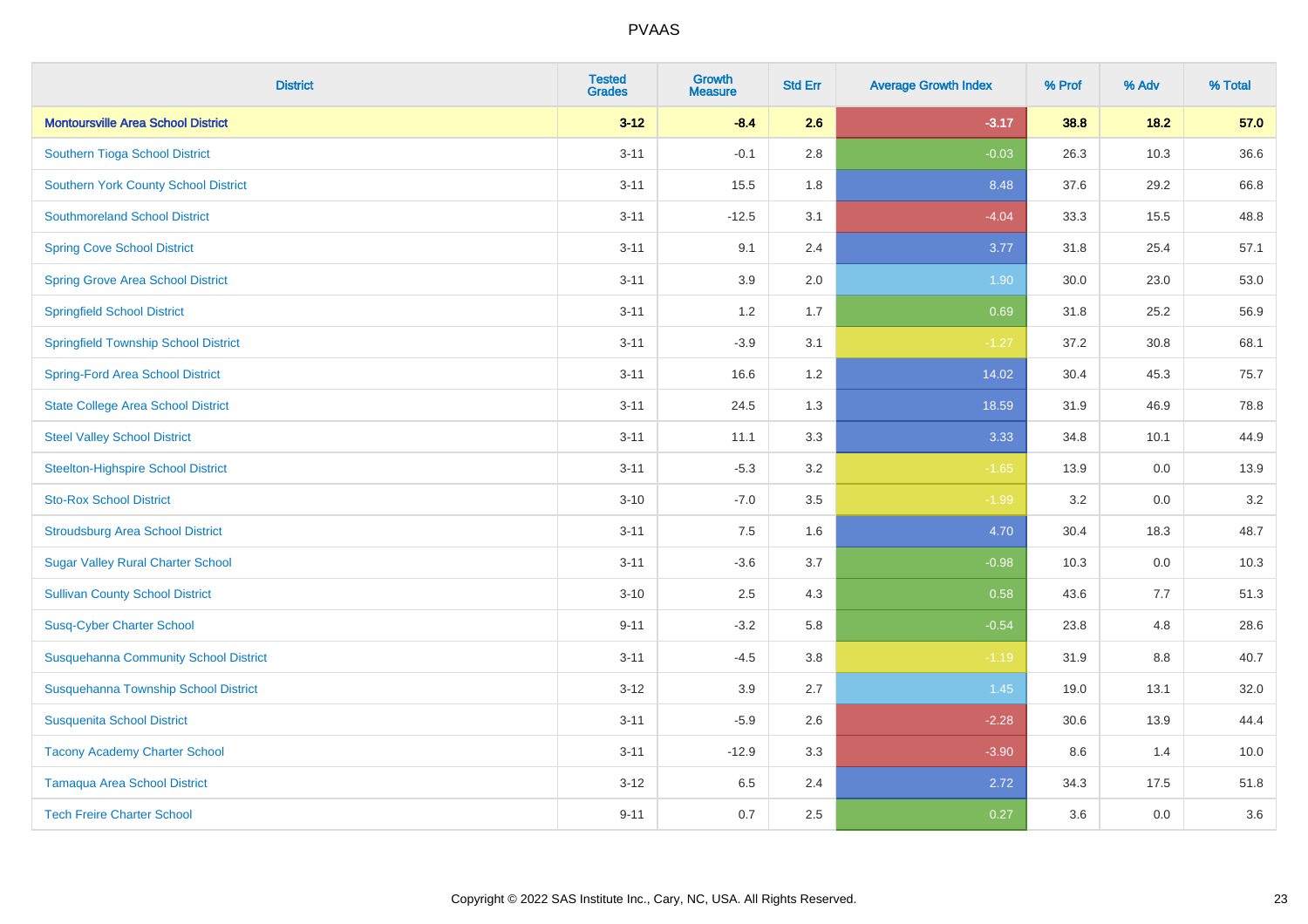# PVAAS

| District | Tested Grades | Growth Measure | Std Err | Average Growth Index | % Prof | % Adv | % Total |
|---|---|---|---|---|---|---|---|
| **Montoursville Area School District** | **3-12** | **-8.4** | **2.6** | **-3.17** | **38.8** | **18.2** | **57.0** |
| Southern Tioga School District | 3-11 | -0.1 | 2.8 | -0.03 | 26.3 | 10.3 | 36.6 |
| Southern York County School District | 3-11 | 15.5 | 1.8 | 8.48 | 37.6 | 29.2 | 66.8 |
| Southmoreland School District | 3-11 | -12.5 | 3.1 | -4.04 | 33.3 | 15.5 | 48.8 |
| Spring Cove School District | 3-11 | 9.1 | 2.4 | 3.77 | 31.8 | 25.4 | 57.1 |
| Spring Grove Area School District | 3-11 | 3.9 | 2.0 | 1.90 | 30.0 | 23.0 | 53.0 |
| Springfield School District | 3-11 | 1.2 | 1.7 | 0.69 | 31.8 | 25.2 | 56.9 |
| Springfield Township School District | 3-11 | -3.9 | 3.1 | -1.27 | 37.2 | 30.8 | 68.1 |
| Spring-Ford Area School District | 3-11 | 16.6 | 1.2 | 14.02 | 30.4 | 45.3 | 75.7 |
| State College Area School District | 3-11 | 24.5 | 1.3 | 18.59 | 31.9 | 46.9 | 78.8 |
| Steel Valley School District | 3-11 | 11.1 | 3.3 | 3.33 | 34.8 | 10.1 | 44.9 |
| Steelton-Highspire School District | 3-11 | -5.3 | 3.2 | -1.65 | 13.9 | 0.0 | 13.9 |
| Sto-Rox School District | 3-10 | -7.0 | 3.5 | -1.99 | 3.2 | 0.0 | 3.2 |
| Stroudsburg Area School District | 3-11 | 7.5 | 1.6 | 4.70 | 30.4 | 18.3 | 48.7 |
| Sugar Valley Rural Charter School | 3-11 | -3.6 | 3.7 | -0.98 | 10.3 | 0.0 | 10.3 |
| Sullivan County School District | 3-10 | 2.5 | 4.3 | 0.58 | 43.6 | 7.7 | 51.3 |
| Susq-Cyber Charter School | 9-11 | -3.2 | 5.8 | -0.54 | 23.8 | 4.8 | 28.6 |
| Susquehanna Community School District | 3-11 | -4.5 | 3.8 | -1.19 | 31.9 | 8.8 | 40.7 |
| Susquehanna Township School District | 3-12 | 3.9 | 2.7 | 1.45 | 19.0 | 13.1 | 32.0 |
| Susquenita School District | 3-11 | -5.9 | 2.6 | -2.28 | 30.6 | 13.9 | 44.4 |
| Tacony Academy Charter School | 3-11 | -12.9 | 3.3 | -3.90 | 8.6 | 1.4 | 10.0 |
| Tamaqua Area School District | 3-12 | 6.5 | 2.4 | 2.72 | 34.3 | 17.5 | 51.8 |
| Tech Freire Charter School | 9-11 | 0.7 | 2.5 | 0.27 | 3.6 | 0.0 | 3.6 |

Copyright © 2022 SAS Institute Inc., Cary, NC, USA. All Rights Reserved.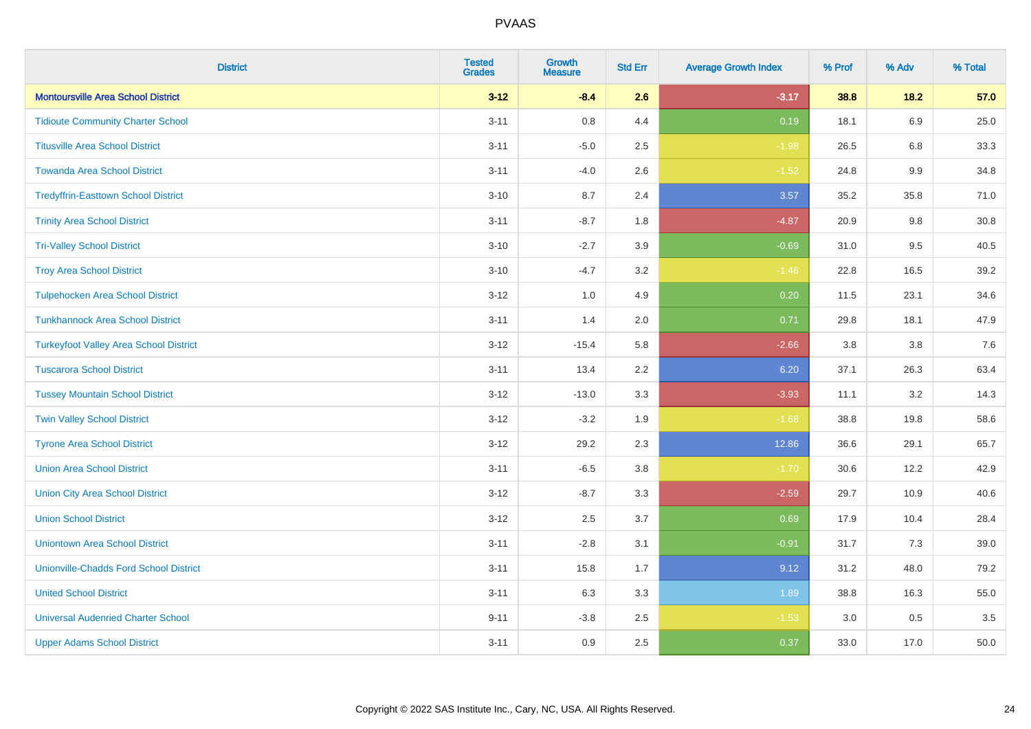| District | Tested Grades | Growth Measure | Std Err | Average Growth Index | % Prof | % Adv | % Total |
|---|---|---|---|---|---|---|---|
| **Montoursville Area School District** | **3-12** | **-8.4** | **2.6** | **-3.17** | **38.8** | **18.2** | **57.0** |
| Tidioute Community Charter School | 3-11 | 0.8 | 4.4 | 0.19 | 18.1 | 6.9 | 25.0 |
| Titusville Area School District | 3-11 | -5.0 | 2.5 | -1.98 | 26.5 | 6.8 | 33.3 |
| Towanda Area School District | 3-11 | -4.0 | 2.6 | -1.52 | 24.8 | 9.9 | 34.8 |
| Tredyffrin-Easttown School District | 3-10 | 8.7 | 2.4 | 3.57 | 35.2 | 35.8 | 71.0 |
| Trinity Area School District | 3-11 | -8.7 | 1.8 | -4.87 | 20.9 | 9.8 | 30.8 |
| Tri-Valley School District | 3-10 | -2.7 | 3.9 | -0.69 | 31.0 | 9.5 | 40.5 |
| Troy Area School District | 3-10 | -4.7 | 3.2 | -1.46 | 22.8 | 16.5 | 39.2 |
| Tulpehocken Area School District | 3-12 | 1.0 | 4.9 | 0.20 | 11.5 | 23.1 | 34.6 |
| Tunkhannock Area School District | 3-11 | 1.4 | 2.0 | 0.71 | 29.8 | 18.1 | 47.9 |
| Turkeyfoot Valley Area School District | 3-12 | -15.4 | 5.8 | -2.66 | 3.8 | 3.8 | 7.6 |
| Tuscarora School District | 3-11 | 13.4 | 2.2 | 6.20 | 37.1 | 26.3 | 63.4 |
| Tussey Mountain School District | 3-12 | -13.0 | 3.3 | -3.93 | 11.1 | 3.2 | 14.3 |
| Twin Valley School District | 3-12 | -3.2 | 1.9 | -1.68 | 38.8 | 19.8 | 58.6 |
| Tyrone Area School District | 3-12 | 29.2 | 2.3 | 12.86 | 36.6 | 29.1 | 65.7 |
| Union Area School District | 3-11 | -6.5 | 3.8 | -1.70 | 30.6 | 12.2 | 42.9 |
| Union City Area School District | 3-12 | -8.7 | 3.3 | -2.59 | 29.7 | 10.9 | 40.6 |
| Union School District | 3-12 | 2.5 | 3.7 | 0.69 | 17.9 | 10.4 | 28.4 |
| Uniontown Area School District | 3-11 | -2.8 | 3.1 | -0.91 | 31.7 | 7.3 | 39.0 |
| Unionville-Chadds Ford School District | 3-11 | 15.8 | 1.7 | 9.12 | 31.2 | 48.0 | 79.2 |
| United School District | 3-11 | 6.3 | 3.3 | 1.89 | 38.8 | 16.3 | 55.0 |
| Universal Audenried Charter School | 9-11 | -3.8 | 2.5 | -1.53 | 3.0 | 0.5 | 3.5 |
| Upper Adams School District | 3-11 | 0.9 | 2.5 | 0.37 | 33.0 | 17.0 | 50.0 |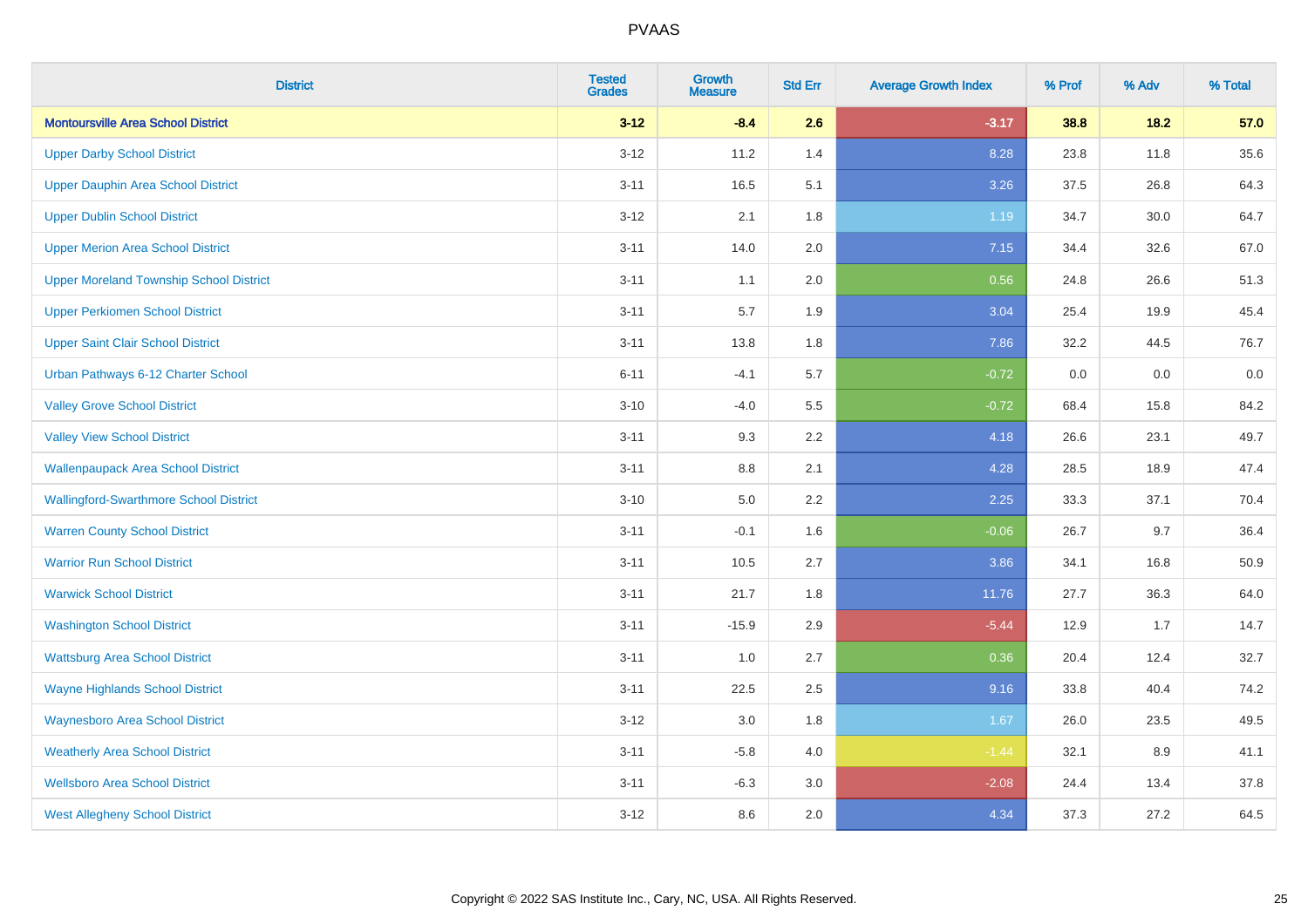# PVAAS

| District | Tested Grades | Growth Measure | Std Err | Average Growth Index | % Prof | % Adv | % Total |
|---|---|---|---|---|---|---|---|
| **Montoursville Area School District** | **3-12** | **-8.4** | **2.6** | **-3.17** | **38.8** | **18.2** | **57.0** |
| Upper Darby School District | 3-12 | 11.2 | 1.4 | 8.28 | 23.8 | 11.8 | 35.6 |
| Upper Dauphin Area School District | 3-11 | 16.5 | 5.1 | 3.26 | 37.5 | 26.8 | 64.3 |
| Upper Dublin School District | 3-12 | 2.1 | 1.8 | 1.19 | 34.7 | 30.0 | 64.7 |
| Upper Merion Area School District | 3-11 | 14.0 | 2.0 | 7.15 | 34.4 | 32.6 | 67.0 |
| Upper Moreland Township School District | 3-11 | 1.1 | 2.0 | 0.56 | 24.8 | 26.6 | 51.3 |
| Upper Perkiomen School District | 3-11 | 5.7 | 1.9 | 3.04 | 25.4 | 19.9 | 45.4 |
| Upper Saint Clair School District | 3-11 | 13.8 | 1.8 | 7.86 | 32.2 | 44.5 | 76.7 |
| Urban Pathways 6-12 Charter School | 6-11 | -4.1 | 5.7 | -0.72 | 0.0 | 0.0 | 0.0 |
| Valley Grove School District | 3-10 | -4.0 | 5.5 | -0.72 | 68.4 | 15.8 | 84.2 |
| Valley View School District | 3-11 | 9.3 | 2.2 | 4.18 | 26.6 | 23.1 | 49.7 |
| Wallenpaupack Area School District | 3-11 | 8.8 | 2.1 | 4.28 | 28.5 | 18.9 | 47.4 |
| Wallingford-Swarthmore School District | 3-10 | 5.0 | 2.2 | 2.25 | 33.3 | 37.1 | 70.4 |
| Warren County School District | 3-11 | -0.1 | 1.6 | -0.06 | 26.7 | 9.7 | 36.4 |
| Warrior Run School District | 3-11 | 10.5 | 2.7 | 3.86 | 34.1 | 16.8 | 50.9 |
| Warwick School District | 3-11 | 21.7 | 1.8 | 11.76 | 27.7 | 36.3 | 64.0 |
| Washington School District | 3-11 | -15.9 | 2.9 | -5.44 | 12.9 | 1.7 | 14.7 |
| Wattsburg Area School District | 3-11 | 1.0 | 2.7 | 0.36 | 20.4 | 12.4 | 32.7 |
| Wayne Highlands School District | 3-11 | 22.5 | 2.5 | 9.16 | 33.8 | 40.4 | 74.2 |
| Waynesboro Area School District | 3-12 | 3.0 | 1.8 | 1.67 | 26.0 | 23.5 | 49.5 |
| Weatherly Area School District | 3-11 | -5.8 | 4.0 | -1.44 | 32.1 | 8.9 | 41.1 |
| Wellsboro Area School District | 3-11 | -6.3 | 3.0 | -2.08 | 24.4 | 13.4 | 37.8 |
| West Allegheny School District | 3-12 | 8.6 | 2.0 | 4.34 | 37.3 | 27.2 | 64.5 |

Copyright © 2022 SAS Institute Inc., Cary, NC, USA. All Rights Reserved.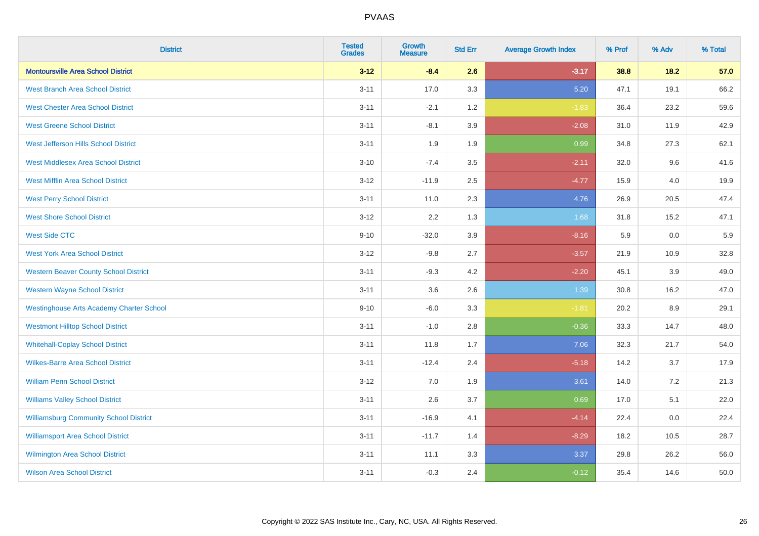| District | Tested Grades | Growth Measure | Std Err | Average Growth Index | % Prof | % Adv | % Total |
|---|---|---|---|---|---|---|---|
| **Montoursville Area School District** | **3-12** | **-8.4** | **2.6** | **-3.17** | **38.8** | **18.2** | **57.0** |
| West Branch Area School District | 3-11 | 17.0 | 3.3 | 5.20 | 47.1 | 19.1 | 66.2 |
| West Chester Area School District | 3-11 | -2.1 | 1.2 | -1.83 | 36.4 | 23.2 | 59.6 |
| West Greene School District | 3-11 | -8.1 | 3.9 | -2.08 | 31.0 | 11.9 | 42.9 |
| West Jefferson Hills School District | 3-11 | 1.9 | 1.9 | 0.99 | 34.8 | 27.3 | 62.1 |
| West Middlesex Area School District | 3-10 | -7.4 | 3.5 | -2.11 | 32.0 | 9.6 | 41.6 |
| West Mifflin Area School District | 3-12 | -11.9 | 2.5 | -4.77 | 15.9 | 4.0 | 19.9 |
| West Perry School District | 3-11 | 11.0 | 2.3 | 4.76 | 26.9 | 20.5 | 47.4 |
| West Shore School District | 3-12 | 2.2 | 1.3 | 1.68 | 31.8 | 15.2 | 47.1 |
| West Side CTC | 9-10 | -32.0 | 3.9 | -8.16 | 5.9 | 0.0 | 5.9 |
| West York Area School District | 3-12 | -9.8 | 2.7 | -3.57 | 21.9 | 10.9 | 32.8 |
| Western Beaver County School District | 3-11 | -9.3 | 4.2 | -2.20 | 45.1 | 3.9 | 49.0 |
| Western Wayne School District | 3-11 | 3.6 | 2.6 | 1.39 | 30.8 | 16.2 | 47.0 |
| Westinghouse Arts Academy Charter School | 9-10 | -6.0 | 3.3 | -1.81 | 20.2 | 8.9 | 29.1 |
| Westmont Hilltop School District | 3-11 | -1.0 | 2.8 | -0.36 | 33.3 | 14.7 | 48.0 |
| Whitehall-Coplay School District | 3-11 | 11.8 | 1.7 | 7.06 | 32.3 | 21.7 | 54.0 |
| Wilkes-Barre Area School District | 3-11 | -12.4 | 2.4 | -5.18 | 14.2 | 3.7 | 17.9 |
| William Penn School District | 3-12 | 7.0 | 1.9 | 3.61 | 14.0 | 7.2 | 21.3 |
| Williams Valley School District | 3-11 | 2.6 | 3.7 | 0.69 | 17.0 | 5.1 | 22.0 |
| Williamsburg Community School District | 3-11 | -16.9 | 4.1 | -4.14 | 22.4 | 0.0 | 22.4 |
| Williamsport Area School District | 3-11 | -11.7 | 1.4 | -8.29 | 18.2 | 10.5 | 28.7 |
| Wilmington Area School District | 3-11 | 11.1 | 3.3 | 3.37 | 29.8 | 26.2 | 56.0 |
| Wilson Area School District | 3-11 | -0.3 | 2.4 | -0.12 | 35.4 | 14.6 | 50.0 |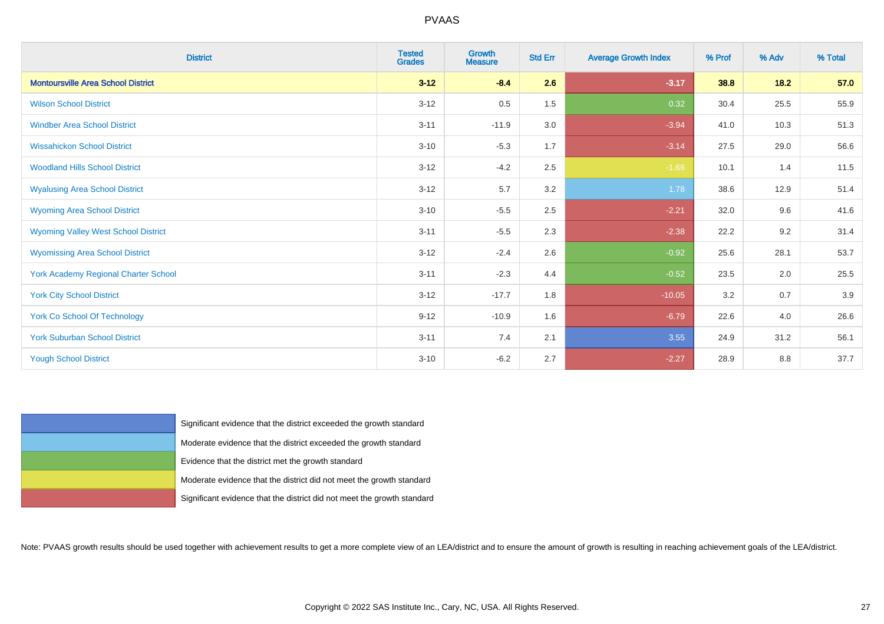# PVAAS

| District | Tested Grades | Growth Measure | Std Err | Average Growth Index | % Prof | % Adv | % Total |
|---|---|---|---|---|---|---|---|
| **Montoursville Area School District** | **3-12** | **-8.4** | **2.6** | **-3.17** | **38.8** | **18.2** | **57.0** |
| Wilson School District | 3-12 | 0.5 | 1.5 | 0.32 | 30.4 | 25.5 | 55.9 |
| Windber Area School District | 3-11 | -11.9 | 3.0 | -3.94 | 41.0 | 10.3 | 51.3 |
| Wissahickon School District | 3-10 | -5.3 | 1.7 | -3.14 | 27.5 | 29.0 | 56.6 |
| Woodland Hills School District | 3-12 | -4.2 | 2.5 | -1.66 | 10.1 | 1.4 | 11.5 |
| Wyalusing Area School District | 3-12 | 5.7 | 3.2 | 1.78 | 38.6 | 12.9 | 51.4 |
| Wyoming Area School District | 3-10 | -5.5 | 2.5 | -2.21 | 32.0 | 9.6 | 41.6 |
| Wyoming Valley West School District | 3-11 | -5.5 | 2.3 | -2.38 | 22.2 | 9.2 | 31.4 |
| Wyomissing Area School District | 3-12 | -2.4 | 2.6 | -0.92 | 25.6 | 28.1 | 53.7 |
| York Academy Regional Charter School | 3-11 | -2.3 | 4.4 | -0.52 | 23.5 | 2.0 | 25.5 |
| York City School District | 3-12 | -17.7 | 1.8 | -10.05 | 3.2 | 0.7 | 3.9 |
| York Co School Of Technology | 9-12 | -10.9 | 1.6 | -6.79 | 22.6 | 4.0 | 26.6 |
| York Suburban School District | 3-11 | 7.4 | 2.1 | 3.55 | 24.9 | 31.2 | 56.1 |
| Yough School District | 3-10 | -6.2 | 2.7 | -2.27 | 28.9 | 8.8 | 37.7 |

Significant evidence that the district exceeded the growth standard

Moderate evidence that the district exceeded the growth standard

Evidence that the district met the growth standard

Moderate evidence that the district did not meet the growth standard

Significant evidence that the district did not meet the growth standard

Note: PVAAS growth results should be used together with achievement results to get a more complete view of an LEA/district and to ensure the amount of growth is resulting in reaching achievement goals of the LEA/district.

Copyright © 2022 SAS Institute Inc., Cary, NC, USA. All Rights Reserved.